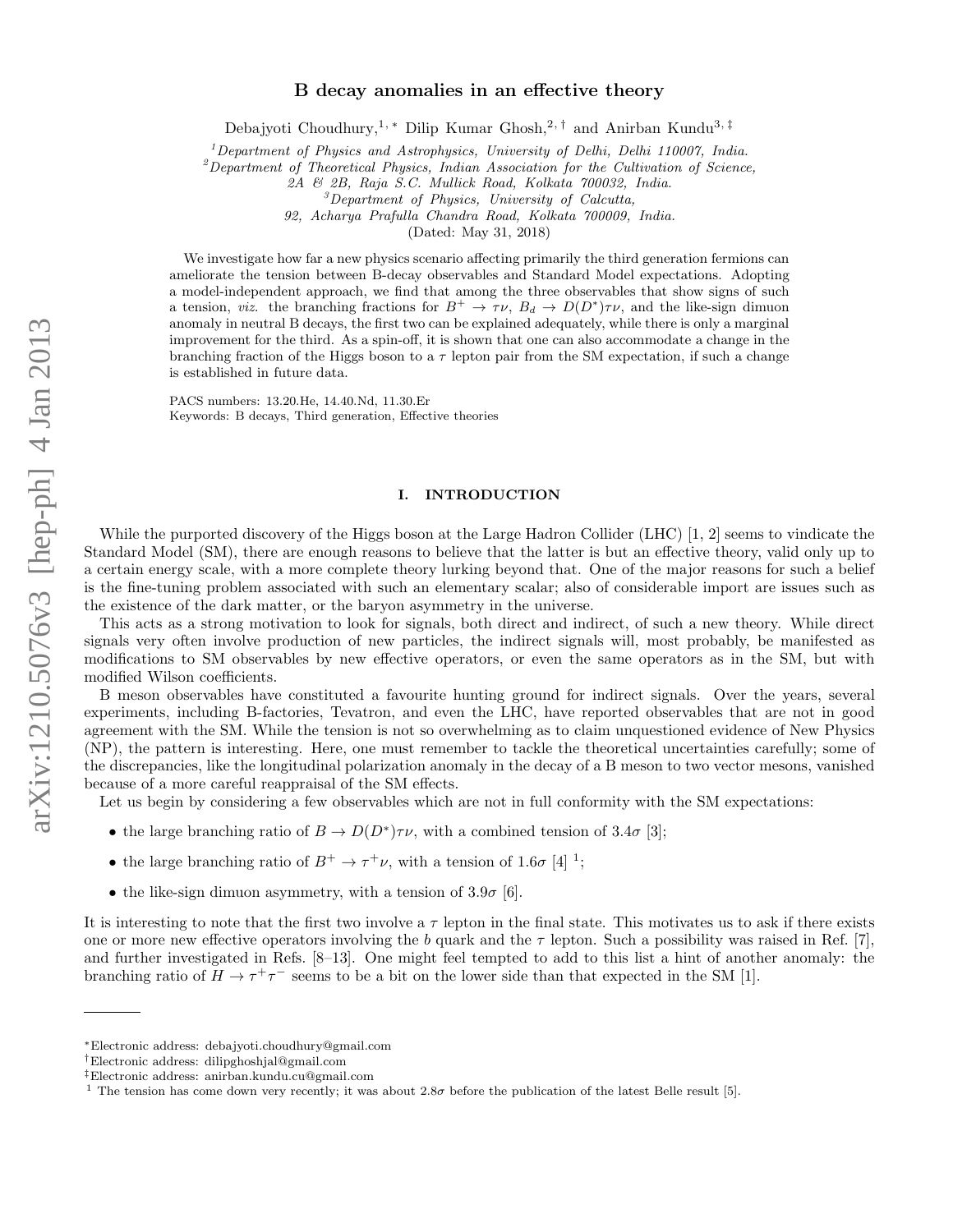# B decay anomalies in an effective theory

Debajyoti Choudhury,[1,*] Dilip Kumar Ghosh,[2,†] and Anirban Kundu[3,‡]

[1] *Department of Physics and Astrophysics, University of Delhi, Delhi 110007, India.*
[2] *Department of Theoretical Physics, Indian Association for the Cultivation of Science, 2A & 2B, Raja S.C. Mullick Road, Kolkata 700032, India.*
[3] *Department of Physics, University of Calcutta, 92, Acharya Prafulla Chandra Road, Kolkata 700009, India.*

(Dated: May 31, 2018)

We investigate how far a new physics scenario affecting primarily the third generation fermions can ameliorate the tension between B-decay observables and Standard Model expectations. Adopting a model-independent approach, we find that among the three observables that show signs of such a tension, *viz.* the branching fractions for $B^+ \to \tau\nu$, $B_d \to D(D^*)\tau\nu$, and the like-sign dimuon anomaly in neutral B decays, the first two can be explained adequately, while there is only a marginal improvement for the third. As a spin-off, it is shown that one can also accommodate a change in the branching fraction of the Higgs boson to a $\tau$ lepton pair from the SM expectation, if such a change is established in future data.

PACS numbers: 13.20.He, 14.40.Nd, 11.30.Er
Keywords: B decays, Third generation, Effective theories

## I. INTRODUCTION

While the purported discovery of the Higgs boson at the Large Hadron Collider (LHC) [1, 2] seems to vindicate the Standard Model (SM), there are enough reasons to believe that the latter is but an effective theory, valid only up to a certain energy scale, with a more complete theory lurking beyond that. One of the major reasons for such a belief is the fine-tuning problem associated with such an elementary scalar; also of considerable import are issues such as the existence of the dark matter, or the baryon asymmetry in the universe.

This acts as a strong motivation to look for signals, both direct and indirect, of such a new theory. While direct signals very often involve production of new particles, the indirect signals will, most probably, be manifested as modifications to SM observables by new effective operators, or even the same operators as in the SM, but with modified Wilson coefficients.

B meson observables have constituted a favourite hunting ground for indirect signals. Over the years, several experiments, including B-factories, Tevatron, and even the LHC, have reported observables that are not in good agreement with the SM. While the tension is not so overwhelming as to claim unquestioned evidence of New Physics (NP), the pattern is interesting. Here, one must remember to tackle the theoretical uncertainties carefully; some of the discrepancies, like the longitudinal polarization anomaly in the decay of a B meson to two vector mesons, vanished because of a more careful reappraisal of the SM effects.

Let us begin by considering a few observables which are not in full conformity with the SM expectations:

- the large branching ratio of $B \to D(D^*)\tau\nu$, with a combined tension of $3.4\sigma$ [3];
- the large branching ratio of $B^+ \to \tau^+\nu$, with a tension of $1.6\sigma$ [4] [1];
- the like-sign dimuon asymmetry, with a tension of $3.9\sigma$ [6].

It is interesting to note that the first two involve a $\tau$ lepton in the final state. This motivates us to ask if there exists one or more new effective operators involving the $b$ quark and the $\tau$ lepton. Such a possibility was raised in Ref. [7], and further investigated in Refs. [8–13]. One might feel tempted to add to this list a hint of another anomaly: the branching ratio of $H \to \tau^+\tau^-$ seems to be a bit on the lower side than that expected in the SM [1].

---

*Electronic address: debajyoti.choudhury@gmail.com
†Electronic address: dilipghoshjal@gmail.com
‡Electronic address: anirban.kundu.cu@gmail.com
[1] The tension has come down very recently; it was about $2.8\sigma$ before the publication of the latest Belle result [5].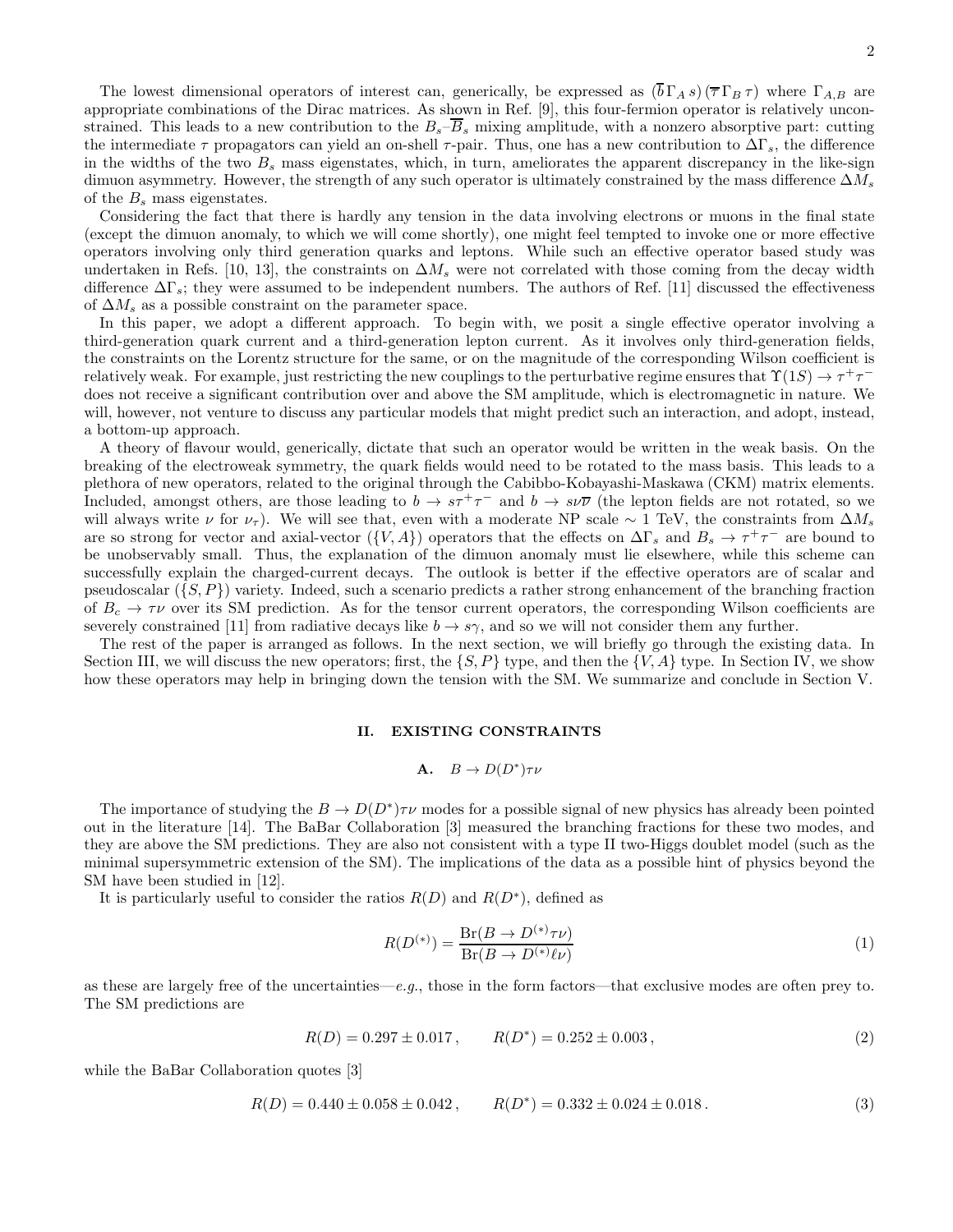The lowest dimensional operators of interest can, generically, be expressed as $(\overline{b}\,\Gamma_A\,s)\,(\overline{\tau}\,\Gamma_B\,\tau)$ where $\Gamma_{A,B}$ are appropriate combinations of the Dirac matrices. As shown in Ref. [9], this four-fermion operator is relatively unconstrained. This leads to a new contribution to the $B_s$–$\overline{B}_s$ mixing amplitude, with a nonzero absorptive part: cutting the intermediate $\tau$ propagators can yield an on-shell $\tau$-pair. Thus, one has a new contribution to $\Delta\Gamma_s$, the difference in the widths of the two $B_s$ mass eigenstates, which, in turn, ameliorates the apparent discrepancy in the like-sign dimuon asymmetry. However, the strength of any such operator is ultimately constrained by the mass difference $\Delta M_s$ of the $B_s$ mass eigenstates.

Considering the fact that there is hardly any tension in the data involving electrons or muons in the final state (except the dimuon anomaly, to which we will come shortly), one might feel tempted to invoke one or more effective operators involving only third generation quarks and leptons. While such an effective operator based study was undertaken in Refs. [10, 13], the constraints on $\Delta M_s$ were not correlated with those coming from the decay width difference $\Delta\Gamma_s$; they were assumed to be independent numbers. The authors of Ref. [11] discussed the effectiveness of $\Delta M_s$ as a possible constraint on the parameter space.

In this paper, we adopt a different approach. To begin with, we posit a single effective operator involving a third-generation quark current and a third-generation lepton current. As it involves only third-generation fields, the constraints on the Lorentz structure for the same, or on the magnitude of the corresponding Wilson coefficient is relatively weak. For example, just restricting the new couplings to the perturbative regime ensures that $\Upsilon(1S) \to \tau^+\tau^-$ does not receive a significant contribution over and above the SM amplitude, which is electromagnetic in nature. We will, however, not venture to discuss any particular models that might predict such an interaction, and adopt, instead, a bottom-up approach.

A theory of flavour would, generically, dictate that such an operator would be written in the weak basis. On the breaking of the electroweak symmetry, the quark fields would need to be rotated to the mass basis. This leads to a plethora of new operators, related to the original through the Cabibbo-Kobayashi-Maskawa (CKM) matrix elements. Included, amongst others, are those leading to $b \to s\tau^+\tau^-$ and $b \to s\nu\overline{\nu}$ (the lepton fields are not rotated, so we will always write $\nu$ for $\nu_\tau$). We will see that, even with a moderate NP scale $\sim 1$ TeV, the constraints from $\Delta M_s$ are so strong for vector and axial-vector ($\{V, A\}$) operators that the effects on $\Delta\Gamma_s$ and $B_s \to \tau^+\tau^-$ are bound to be unobservably small. Thus, the explanation of the dimuon anomaly must lie elsewhere, while this scheme can successfully explain the charged-current decays. The outlook is better if the effective operators are of scalar and pseudoscalar ($\{S, P\}$) variety. Indeed, such a scenario predicts a rather strong enhancement of the branching fraction of $B_c \to \tau\nu$ over its SM prediction. As for the tensor current operators, the corresponding Wilson coefficients are severely constrained [11] from radiative decays like $b \to s\gamma$, and so we will not consider them any further.

The rest of the paper is arranged as follows. In the next section, we will briefly go through the existing data. In Section III, we will discuss the new operators; first, the $\{S, P\}$ type, and then the $\{V, A\}$ type. In Section IV, we show how these operators may help in bringing down the tension with the SM. We summarize and conclude in Section V.

## II. EXISTING CONSTRAINTS

### A. $B \to D(D^*)\tau\nu$

The importance of studying the $B \to D(D^*)\tau\nu$ modes for a possible signal of new physics has already been pointed out in the literature [14]. The BaBar Collaboration [3] measured the branching fractions for these two modes, and they are above the SM predictions. They are also not consistent with a type II two-Higgs doublet model (such as the minimal supersymmetric extension of the SM). The implications of the data as a possible hint of physics beyond the SM have been studied in [12].

It is particularly useful to consider the ratios $R(D)$ and $R(D^*)$, defined as

$$R(D^{(*)}) = \frac{\mathrm{Br}(B \to D^{(*)}\tau\nu)}{\mathrm{Br}(B \to D^{(*)}\ell\nu)} \tag{1}$$

as these are largely free of the uncertainties—*e.g.*, those in the form factors—that exclusive modes are often prey to. The SM predictions are

$$R(D) = 0.297 \pm 0.017\,, \qquad R(D^*) = 0.252 \pm 0.003\,, \tag{2}$$

while the BaBar Collaboration quotes [3]

$$R(D) = 0.440 \pm 0.058 \pm 0.042\,, \qquad R(D^*) = 0.332 \pm 0.024 \pm 0.018\,. \tag{3}$$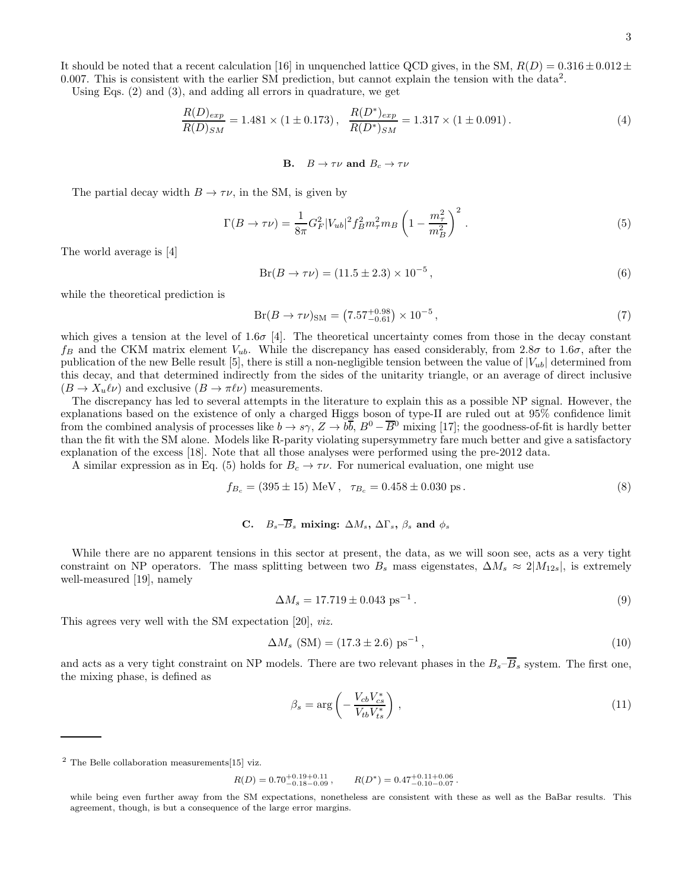It should be noted that a recent calculation [16] in unquenched lattice QCD gives, in the SM, $R(D) = 0.316 \pm 0.012 \pm 0.007$. This is consistent with the earlier SM prediction, but cannot explain the tension with the data[2].

Using Eqs. (2) and (3), and adding all errors in quadrature, we get

$$\frac{R(D)_{exp}}{R(D)_{SM}} = 1.481 \times (1 \pm 0.173)\,, \quad \frac{R(D^*)_{exp}}{R(D^*)_{SM}} = 1.317 \times (1 \pm 0.091)\,. \tag{4}$$

### B. $B \to \tau\nu$ and $B_c \to \tau\nu$

The partial decay width $B \to \tau\nu$, in the SM, is given by

$$\Gamma(B \to \tau\nu) = \frac{1}{8\pi} G_F^2 |V_{ub}|^2 f_B^2 m_\tau^2 m_B \left(1 - \frac{m_\tau^2}{m_B^2}\right)^2 \,. \tag{5}$$

The world average is [4]

$$\mathrm{Br}(B \to \tau\nu) = (11.5 \pm 2.3) \times 10^{-5}\,, \tag{6}$$

while the theoretical prediction is

$$\mathrm{Br}(B \to \tau\nu)_{\rm SM} = \left(7.57^{+0.98}_{-0.61}\right) \times 10^{-5}\,, \tag{7}$$

which gives a tension at the level of $1.6\sigma$ [4]. The theoretical uncertainty comes from those in the decay constant $f_B$ and the CKM matrix element $V_{ub}$. While the discrepancy has eased considerably, from $2.8\sigma$ to $1.6\sigma$, after the publication of the new Belle result [5], there is still a non-negligible tension between the value of $|V_{ub}|$ determined from this decay, and that determined indirectly from the sides of the unitarity triangle, or an average of direct inclusive ($B \to X_u \ell\nu$) and exclusive ($B \to \pi\ell\nu$) measurements.

The discrepancy has led to several attempts in the literature to explain this as a possible NP signal. However, the explanations based on the existence of only a charged Higgs boson of type-II are ruled out at 95% confidence limit from the combined analysis of processes like $b \to s\gamma$, $Z \to b\overline{b}$, $B^0 - \overline{B}^0$ mixing [17]; the goodness-of-fit is hardly better than the fit with the SM alone. Models like R-parity violating supersymmetry fare much better and give a satisfactory explanation of the excess [18]. Note that all those analyses were performed using the pre-2012 data.

A similar expression as in Eq. (5) holds for $B_c \to \tau\nu$. For numerical evaluation, one might use

$$f_{B_c} = (395 \pm 15)~\mathrm{MeV}\,, \quad \tau_{B_c} = 0.458 \pm 0.030~\mathrm{ps}\,. \tag{8}$$

### C. $B_s$–$\overline{B}_s$ mixing: $\Delta M_s$, $\Delta\Gamma_s$, $\beta_s$ and $\phi_s$

While there are no apparent tensions in this sector at present, the data, as we will soon see, acts as a very tight constraint on NP operators. The mass splitting between two $B_s$ mass eigenstates, $\Delta M_s \approx 2|M_{12s}|$, is extremely well-measured [19], namely

$$\Delta M_s = 17.719 \pm 0.043~\mathrm{ps}^{-1}\,. \tag{9}$$

This agrees very well with the SM expectation [20], *viz.*

$$\Delta M_s~(\mathrm{SM}) = (17.3 \pm 2.6)~\mathrm{ps}^{-1}\,, \tag{10}$$

and acts as a very tight constraint on NP models. There are two relevant phases in the $B_s$–$\overline{B}_s$ system. The first one, the mixing phase, is defined as

$$\beta_s = \arg\left(-\frac{V_{cb}V_{cs}^*}{V_{tb}V_{ts}^*}\right)\,, \tag{11}$$

---

[2] The Belle collaboration measurements[15] viz.

$$R(D) = 0.70^{+0.19+0.11}_{-0.18-0.09}\,, \qquad R(D^*) = 0.47^{+0.11+0.06}_{-0.10-0.07}\,.$$

while being even further away from the SM expectations, nonetheless are consistent with these as well as the BaBar results. This agreement, though, is but a consequence of the large error margins.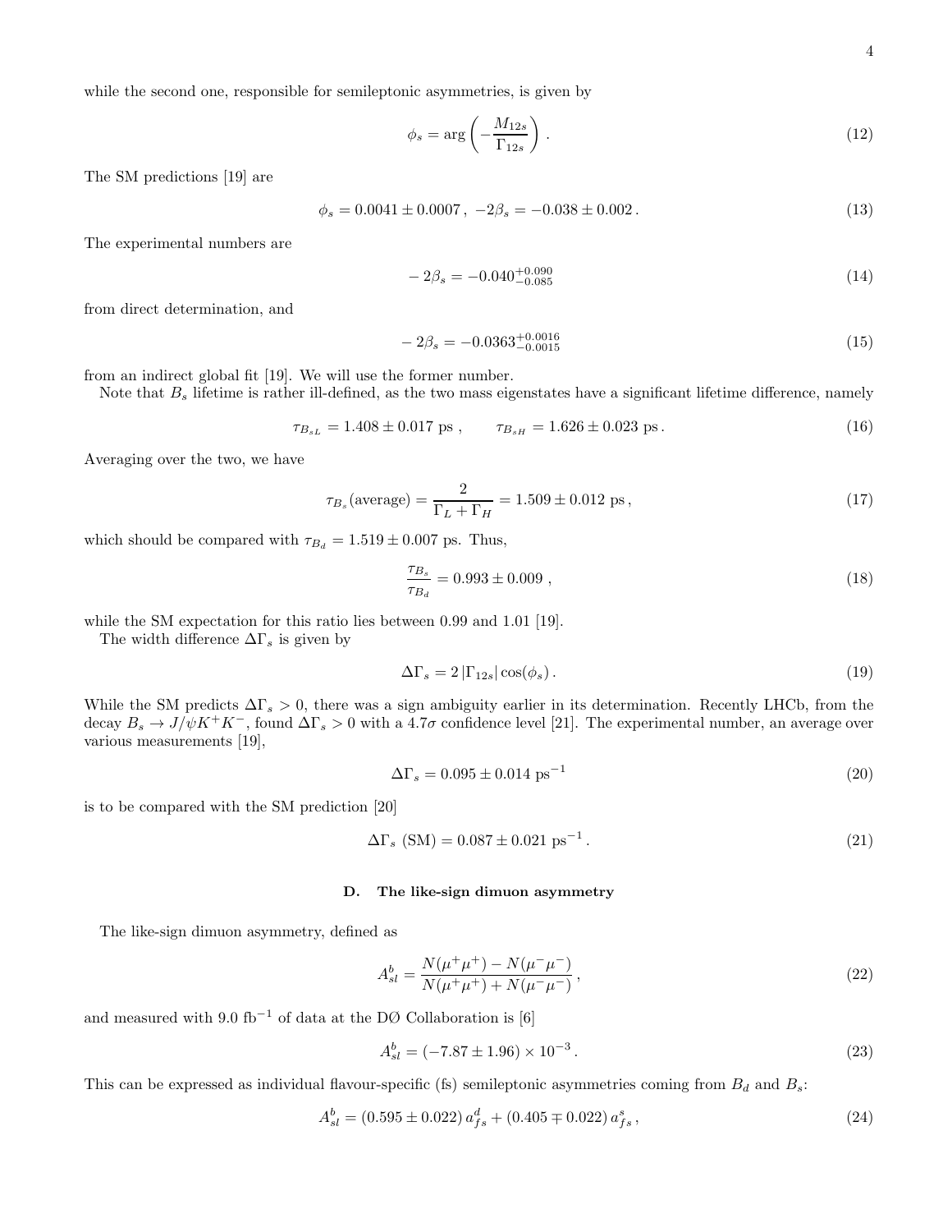while the second one, responsible for semileptonic asymmetries, is given by

$$\phi_s = \arg\left(-\frac{M_{12s}}{\Gamma_{12s}}\right) . \tag{12}$$

The SM predictions [19] are

$$\phi_s = 0.0041 \pm 0.0007\,,\ -2\beta_s = -0.038 \pm 0.002\,. \tag{13}$$

The experimental numbers are

$$-2\beta_s = -0.040^{+0.090}_{-0.085} \tag{14}$$

from direct determination, and

$$-2\beta_s = -0.0363^{+0.0016}_{-0.0015} \tag{15}$$

from an indirect global fit [19]. We will use the former number.

Note that $B_s$ lifetime is rather ill-defined, as the two mass eigenstates have a significant lifetime difference, namely

$$\tau_{B_{sL}} = 1.408 \pm 0.017 \text{ ps}\,, \qquad \tau_{B_{sH}} = 1.626 \pm 0.023 \text{ ps}\,. \tag{16}$$

Averaging over the two, we have

$$\tau_{B_s}(\text{average}) = \frac{2}{\Gamma_L + \Gamma_H} = 1.509 \pm 0.012 \text{ ps}\,, \tag{17}$$

which should be compared with $\tau_{B_d} = 1.519 \pm 0.007$ ps. Thus,

$$\frac{\tau_{B_s}}{\tau_{B_d}} = 0.993 \pm 0.009\,, \tag{18}$$

while the SM expectation for this ratio lies between 0.99 and 1.01 [19].

The width difference $\Delta\Gamma_s$ is given by

$$\Delta\Gamma_s = 2\,|\Gamma_{12s}|\cos(\phi_s)\,. \tag{19}$$

While the SM predicts $\Delta\Gamma_s > 0$, there was a sign ambiguity earlier in its determination. Recently LHCb, from the decay $B_s \to J/\psi K^+K^-$, found $\Delta\Gamma_s > 0$ with a $4.7\sigma$ confidence level [21]. The experimental number, an average over various measurements [19],

$$\Delta\Gamma_s = 0.095 \pm 0.014 \text{ ps}^{-1} \tag{20}$$

is to be compared with the SM prediction [20]

$$\Delta\Gamma_s \text{ (SM)} = 0.087 \pm 0.021 \text{ ps}^{-1}\,. \tag{21}$$

### D. The like-sign dimuon asymmetry

The like-sign dimuon asymmetry, defined as

$$A^b_{sl} = \frac{N(\mu^+\mu^+) - N(\mu^-\mu^-)}{N(\mu^+\mu^+) + N(\mu^-\mu^-)}\,, \tag{22}$$

and measured with 9.0 fb$^{-1}$ of data at the DØ Collaboration is [6]

$$A^b_{sl} = (-7.87 \pm 1.96) \times 10^{-3}\,. \tag{23}$$

This can be expressed as individual flavour-specific (fs) semileptonic asymmetries coming from $B_d$ and $B_s$:

$$A^b_{sl} = (0.595 \pm 0.022)\,a^d_{fs} + (0.405 \mp 0.022)\,a^s_{fs}\,, \tag{24}$$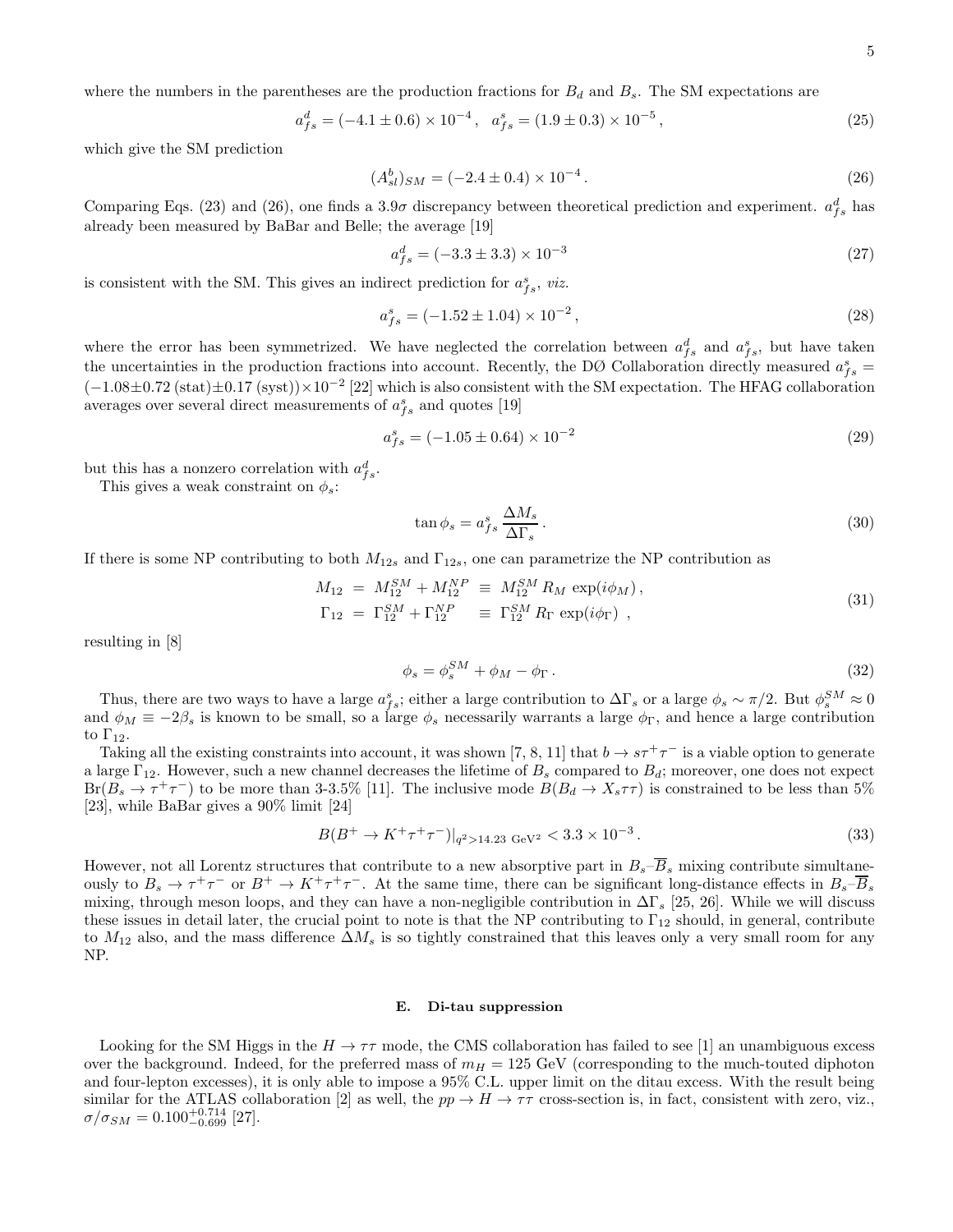where the numbers in the parentheses are the production fractions for $B_d$ and $B_s$. The SM expectations are

$$a^d_{fs} = (-4.1 \pm 0.6) \times 10^{-4}\,, \quad a^s_{fs} = (1.9 \pm 0.3) \times 10^{-5}\,, \tag{25}$$

which give the SM prediction

$$(A^b_{sl})_{SM} = (-2.4 \pm 0.4) \times 10^{-4}\,. \tag{26}$$

Comparing Eqs. (23) and (26), one finds a 3.9$\sigma$ discrepancy between theoretical prediction and experiment. $a^d_{fs}$ has already been measured by BaBar and Belle; the average [19]

$$a^d_{fs} = (-3.3 \pm 3.3) \times 10^{-3} \tag{27}$$

is consistent with the SM. This gives an indirect prediction for $a^s_{fs}$, *viz.*

$$a^s_{fs} = (-1.52 \pm 1.04) \times 10^{-2}\,, \tag{28}$$

where the error has been symmetrized. We have neglected the correlation between $a^d_{fs}$ and $a^s_{fs}$, but have taken the uncertainties in the production fractions into account. Recently, the DØ Collaboration directly measured $a^s_{fs} = (-1.08 \pm 0.72\,(\text{stat}) \pm 0.17\,(\text{syst})) \times 10^{-2}$ [22] which is also consistent with the SM expectation. The HFAG collaboration averages over several direct measurements of $a^s_{fs}$ and quotes [19]

$$a^s_{fs} = (-1.05 \pm 0.64) \times 10^{-2} \tag{29}$$

but this has a nonzero correlation with $a^d_{fs}$.

This gives a weak constraint on $\phi_s$:

$$\tan\phi_s = a^s_{fs}\,\frac{\Delta M_s}{\Delta\Gamma_s}\,. \tag{30}$$

If there is some NP contributing to both $M_{12s}$ and $\Gamma_{12s}$, one can parametrize the NP contribution as

$$\begin{aligned} M_{12} &= M^{SM}_{12} + M^{NP}_{12} \equiv M^{SM}_{12}\, R_M\, \exp(i\phi_M)\,, \\ \Gamma_{12} &= \Gamma^{SM}_{12} + \Gamma^{NP}_{12} \equiv \Gamma^{SM}_{12}\, R_\Gamma\, \exp(i\phi_\Gamma)\,, \end{aligned} \tag{31}$$

resulting in [8]

$$\phi_s = \phi^{SM}_s + \phi_M - \phi_\Gamma\,. \tag{32}$$

Thus, there are two ways to have a large $a^s_{fs}$; either a large contribution to $\Delta\Gamma_s$ or a large $\phi_s \sim \pi/2$. But $\phi^{SM}_s \approx 0$ and $\phi_M \equiv -2\beta_s$ is known to be small, so a large $\phi_s$ necessarily warrants a large $\phi_\Gamma$, and hence a large contribution to $\Gamma_{12}$.

Taking all the existing constraints into account, it was shown [7, 8, 11] that $b \to s\tau^+\tau^-$ is a viable option to generate a large $\Gamma_{12}$. However, such a new channel decreases the lifetime of $B_s$ compared to $B_d$; moreover, one does not expect $\text{Br}(B_s \to \tau^+\tau^-)$ to be more than 3-3.5% [11]. The inclusive mode $B(B_d \to X_s\tau\tau)$ is constrained to be less than 5% [23], while BaBar gives a 90% limit [24]

$$B(B^+ \to K^+\tau^+\tau^-)|_{q^2 > 14.23~\text{GeV}^2} < 3.3 \times 10^{-3}\,. \tag{33}$$

However, not all Lorentz structures that contribute to a new absorptive part in $B_s$–$\overline{B}_s$ mixing contribute simultaneously to $B_s \to \tau^+\tau^-$ or $B^+ \to K^+\tau^+\tau^-$. At the same time, there can be significant long-distance effects in $B_s$–$\overline{B}_s$ mixing, through meson loops, and they can have a non-negligible contribution in $\Delta\Gamma_s$ [25, 26]. While we will discuss these issues in detail later, the crucial point to note is that the NP contributing to $\Gamma_{12}$ should, in general, contribute to $M_{12}$ also, and the mass difference $\Delta M_s$ is so tightly constrained that this leaves only a very small room for any NP.

### E. Di-tau suppression

Looking for the SM Higgs in the $H \to \tau\tau$ mode, the CMS collaboration has failed to see [1] an unambiguous excess over the background. Indeed, for the preferred mass of $m_H = 125$ GeV (corresponding to the much-touted diphoton and four-lepton excesses), it is only able to impose a 95% C.L. upper limit on the ditau excess. With the result being similar for the ATLAS collaboration [2] as well, the $pp \to H \to \tau\tau$ cross-section is, in fact, consistent with zero, viz., $\sigma/\sigma_{SM} = 0.100^{+0.714}_{-0.699}$ [27].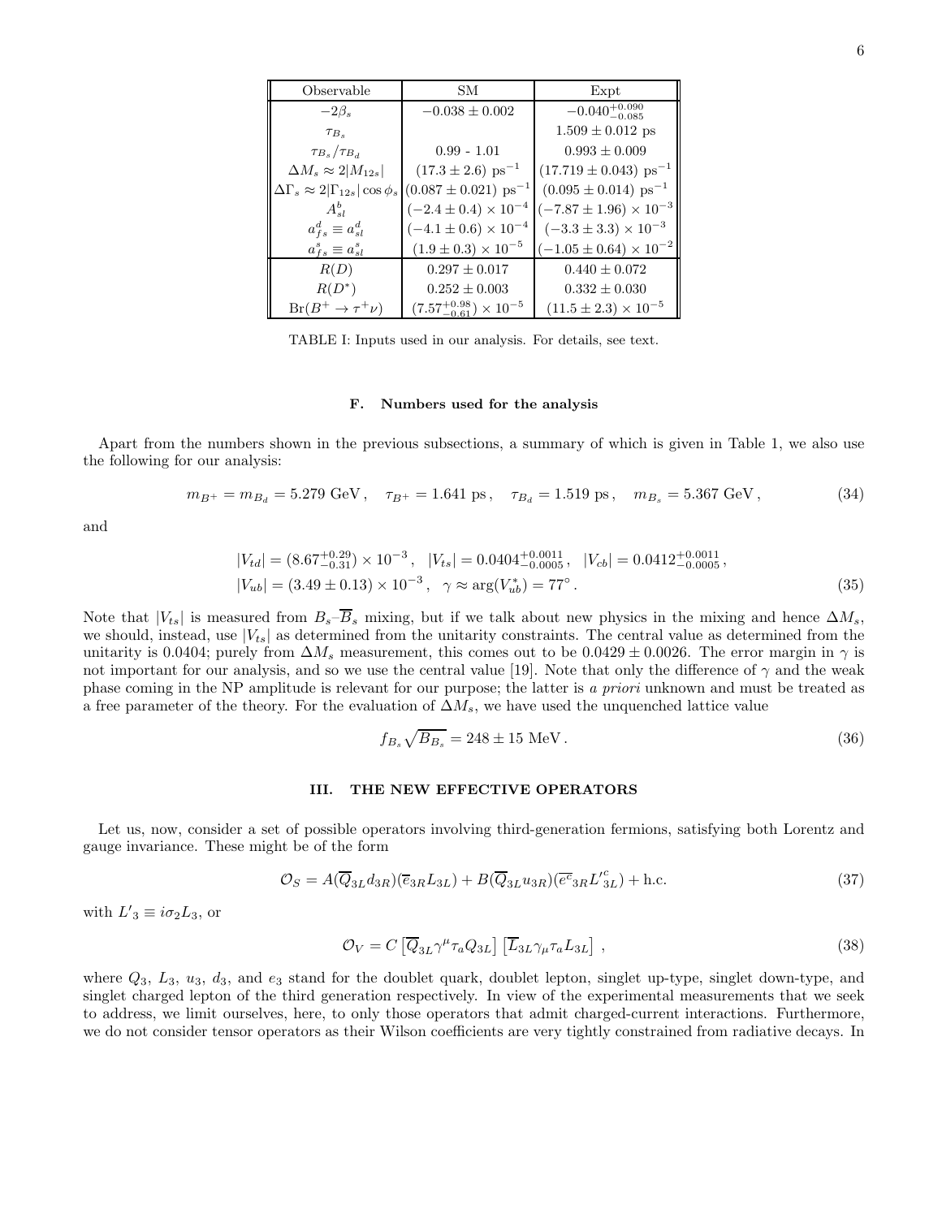| Observable | SM | Expt |
| --- | --- | --- |
| $-2\beta_s$ | $-0.038 \pm 0.002$ | $-0.040^{+0.090}_{-0.085}$ |
| $\tau_{B_s}$ | | $1.509 \pm 0.012$ ps |
| $\tau_{B_s}/\tau_{B_d}$ | 0.99 - 1.01 | $0.993 \pm 0.009$ |
| $\Delta M_s \approx 2\vert M_{12s}\vert$ | $(17.3 \pm 2.6)$ ps$^{-1}$ | $(17.719 \pm 0.043)$ ps$^{-1}$ |
| $\Delta\Gamma_s \approx 2\vert\Gamma_{12s}\vert \cos\phi_s$ | $(0.087 \pm 0.021)$ ps$^{-1}$ | $(0.095 \pm 0.014)$ ps$^{-1}$ |
| $A^b_{sl}$ | $(-2.4 \pm 0.4) \times 10^{-4}$ | $(-7.87 \pm 1.96) \times 10^{-3}$ |
| $a^d_{fs} \equiv a^d_{sl}$ | $(-4.1 \pm 0.6) \times 10^{-4}$ | $(-3.3 \pm 3.3) \times 10^{-3}$ |
| $a^s_{fs} \equiv a^s_{sl}$ | $(1.9 \pm 0.3) \times 10^{-5}$ | $(-1.05 \pm 0.64) \times 10^{-2}$ |
| $R(D)$ | $0.297 \pm 0.017$ | $0.440 \pm 0.072$ |
| $R(D^*)$ | $0.252 \pm 0.003$ | $0.332 \pm 0.030$ |
| $\text{Br}(B^+ \to \tau^+\nu)$ | $(7.57^{+0.98}_{-0.61}) \times 10^{-5}$ | $(11.5 \pm 2.3) \times 10^{-5}$ |

TABLE I: Inputs used in our analysis. For details, see text.

### F. Numbers used for the analysis

Apart from the numbers shown in the previous subsections, a summary of which is given in Table 1, we also use the following for our analysis:

$$m_{B^+} = m_{B_d} = 5.279 \text{ GeV}\,, \quad \tau_{B^+} = 1.641 \text{ ps}\,, \quad \tau_{B_d} = 1.519 \text{ ps}\,, \quad m_{B_s} = 5.367 \text{ GeV}\,, \tag{34}$$

and

$$\begin{aligned} &|V_{td}| = (8.67^{+0.29}_{-0.31}) \times 10^{-3}\,, \quad |V_{ts}| = 0.0404^{+0.0011}_{-0.0005}\,, \quad |V_{cb}| = 0.0412^{+0.0011}_{-0.0005}\,, \\ &|V_{ub}| = (3.49 \pm 0.13) \times 10^{-3}\,, \quad \gamma \approx \arg(V^*_{ub}) = 77^\circ\,. \end{aligned} \tag{35}$$

Note that $|V_{ts}|$ is measured from $B_s$–$\overline{B}_s$ mixing, but if we talk about new physics in the mixing and hence $\Delta M_s$, we should, instead, use $|V_{ts}|$ as determined from the unitarity constraints. The central value as determined from the unitarity is 0.0404; purely from $\Delta M_s$ measurement, this comes out to be $0.0429 \pm 0.0026$. The error margin in $\gamma$ is not important for our analysis, and so we use the central value [19]. Note that only the difference of $\gamma$ and the weak phase coming in the NP amplitude is relevant for our purpose; the latter is *a priori* unknown and must be treated as a free parameter of the theory. For the evaluation of $\Delta M_s$, we have used the unquenched lattice value

$$f_{B_s}\sqrt{B_{B_s}} = 248 \pm 15 \text{ MeV}\,. \tag{36}$$

## III. THE NEW EFFECTIVE OPERATORS

Let us, now, consider a set of possible operators involving third-generation fermions, satisfying both Lorentz and gauge invariance. These might be of the form

$$\mathcal{O}_S = A(\overline{Q}_{3L} d_{3R})(\overline{e}_{3R} L_{3L}) + B(\overline{Q}_{3L} u_{3R})(\overline{e^c}_{3R} L'^c_{3L}) + \text{h.c.} \tag{37}$$

with $L'_3 \equiv i\sigma_2 L_3$, or

$$\mathcal{O}_V = C\left[\overline{Q}_{3L}\gamma^\mu \tau_a Q_{3L}\right]\left[\overline{L}_{3L}\gamma_\mu \tau_a L_{3L}\right]\,, \tag{38}$$

where $Q_3$, $L_3$, $u_3$, $d_3$, and $e_3$ stand for the doublet quark, doublet lepton, singlet up-type, singlet down-type, and singlet charged lepton of the third generation respectively. In view of the experimental measurements that we seek to address, we limit ourselves, here, to only those operators that admit charged-current interactions. Furthermore, we do not consider tensor operators as their Wilson coefficients are very tightly constrained from radiative decays. In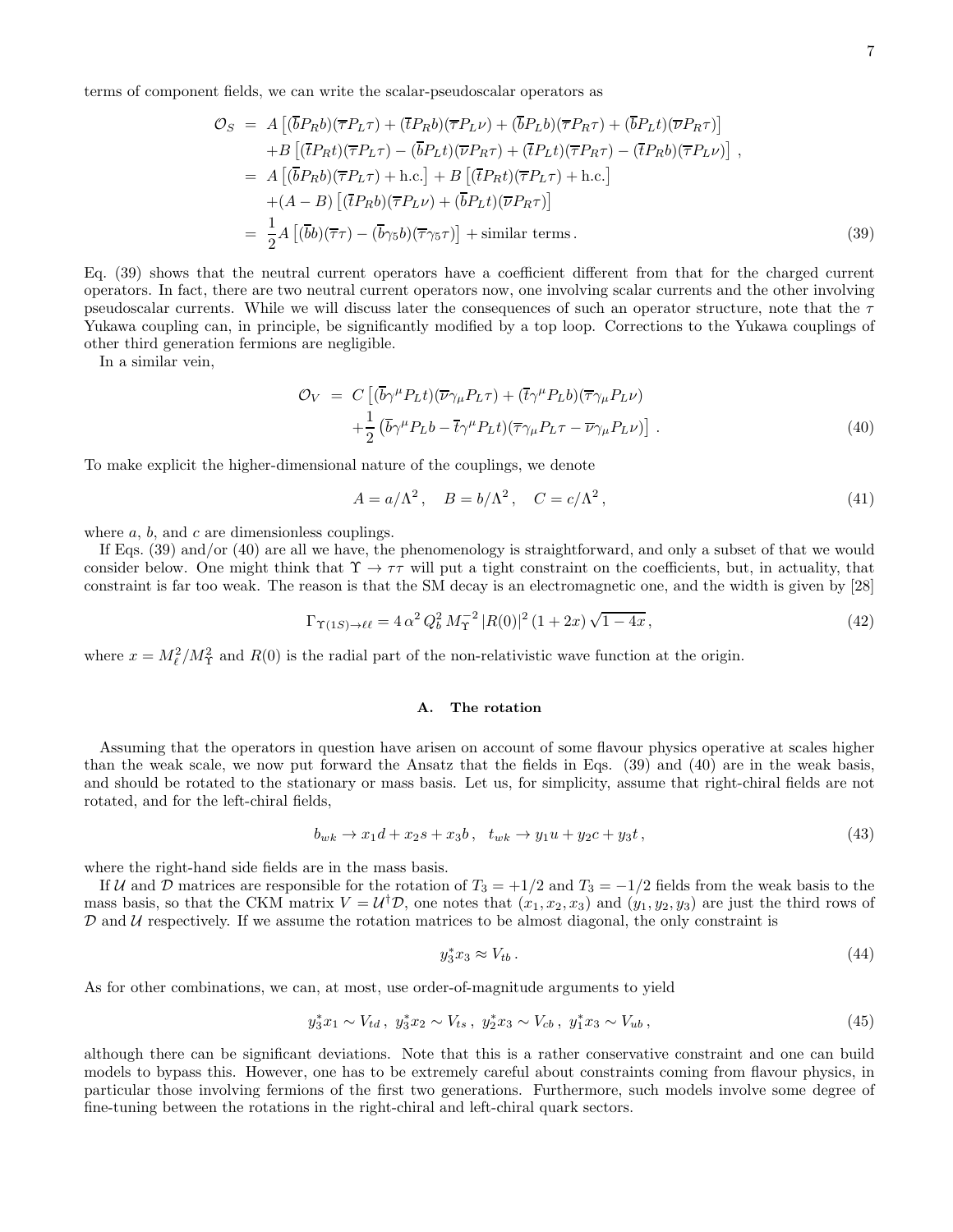terms of component fields, we can write the scalar-pseudoscalar operators as

$$
\begin{aligned}
\mathcal{O}_S &= A\left[(\overline{b}P_R b)(\overline{\tau}P_L\tau) + (\overline{t}P_R b)(\overline{\tau}P_L\nu) + (\overline{b}P_L b)(\overline{\tau}P_R\tau) + (\overline{b}P_L t)(\overline{\nu}P_R\tau)\right] \\
&\quad + B\left[(\overline{t}P_R t)(\overline{\tau}P_L\tau) - (\overline{b}P_L t)(\overline{\nu}P_R\tau) + (\overline{t}P_L t)(\overline{\tau}P_R\tau) - (\overline{t}P_R b)(\overline{\tau}P_L\nu)\right] , \\
&= A\left[(\overline{b}P_R b)(\overline{\tau}P_L\tau) + \text{h.c.}\right] + B\left[(\overline{t}P_R t)(\overline{\tau}P_L\tau) + \text{h.c.}\right] \\
&\quad + (A-B)\left[(\overline{t}P_R b)(\overline{\tau}P_L\nu) + (\overline{b}P_L t)(\overline{\nu}P_R\tau)\right] \\
&= \frac{1}{2}A\left[(\overline{b}b)(\overline{\tau}\tau) - (\overline{b}\gamma_5 b)(\overline{\tau}\gamma_5\tau)\right] + \text{similar terms}\,.
\end{aligned} \tag{39}
$$

Eq. (39) shows that the neutral current operators have a coefficient different from that for the charged current operators. In fact, there are two neutral current operators now, one involving scalar currents and the other involving pseudoscalar currents. While we will discuss later the consequences of such an operator structure, note that the $\tau$ Yukawa coupling can, in principle, be significantly modified by a top loop. Corrections to the Yukawa couplings of other third generation fermions are negligible.

In a similar vein,

$$
\begin{aligned}
\mathcal{O}_V &= C\left[(\overline{b}\gamma^\mu P_L t)(\overline{\nu}\gamma_\mu P_L\tau) + (\overline{t}\gamma^\mu P_L b)(\overline{\tau}\gamma_\mu P_L\nu)\right. \\
&\quad \left. + \frac{1}{2}\left(\overline{b}\gamma^\mu P_L b - \overline{t}\gamma^\mu P_L t\right)(\overline{\tau}\gamma_\mu P_L\tau - \overline{\nu}\gamma_\mu P_L\nu)\right] .
\end{aligned} \tag{40}
$$

To make explicit the higher-dimensional nature of the couplings, we denote

$$
A = a/\Lambda^2\,, \quad B = b/\Lambda^2\,, \quad C = c/\Lambda^2\,, \tag{41}
$$

where $a$, $b$, and $c$ are dimensionless couplings.

If Eqs. (39) and/or (40) are all we have, the phenomenology is straightforward, and only a subset of that we would consider below. One might think that $\Upsilon \to \tau\tau$ will put a tight constraint on the coefficients, but, in actuality, that constraint is far too weak. The reason is that the SM decay is an electromagnetic one, and the width is given by [28]

$$
\Gamma_{\Upsilon(1S)\to\ell\ell} = 4\,\alpha^2\,Q_b^2\,M_\Upsilon^{-2}\,|R(0)|^2\,(1+2x)\sqrt{1-4x}\,, \tag{42}
$$

where $x = M_\ell^2/M_\Upsilon^2$ and $R(0)$ is the radial part of the non-relativistic wave function at the origin.

### A. The rotation

Assuming that the operators in question have arisen on account of some flavour physics operative at scales higher than the weak scale, we now put forward the Ansatz that the fields in Eqs. (39) and (40) are in the weak basis, and should be rotated to the stationary or mass basis. Let us, for simplicity, assume that right-chiral fields are not rotated, and for the left-chiral fields,

$$
b_{wk} \to x_1 d + x_2 s + x_3 b\,, \quad t_{wk} \to y_1 u + y_2 c + y_3 t\,, \tag{43}
$$

where the right-hand side fields are in the mass basis.

If $\mathcal{U}$ and $\mathcal{D}$ matrices are responsible for the rotation of $T_3 = +1/2$ and $T_3 = -1/2$ fields from the weak basis to the mass basis, so that the CKM matrix $V = \mathcal{U}^\dagger\mathcal{D}$, one notes that $(x_1, x_2, x_3)$ and $(y_1, y_2, y_3)$ are just the third rows of $\mathcal{D}$ and $\mathcal{U}$ respectively. If we assume the rotation matrices to be almost diagonal, the only constraint is

$$
y_3^* x_3 \approx V_{tb}\,. \tag{44}
$$

As for other combinations, we can, at most, use order-of-magnitude arguments to yield

$$
y_3^* x_1 \sim V_{td}\,,\ y_3^* x_2 \sim V_{ts}\,,\ y_2^* x_3 \sim V_{cb}\,,\ y_1^* x_3 \sim V_{ub}\,, \tag{45}
$$

although there can be significant deviations. Note that this is a rather conservative constraint and one can build models to bypass this. However, one has to be extremely careful about constraints coming from flavour physics, in particular those involving fermions of the first two generations. Furthermore, such models involve some degree of fine-tuning between the rotations in the right-chiral and left-chiral quark sectors.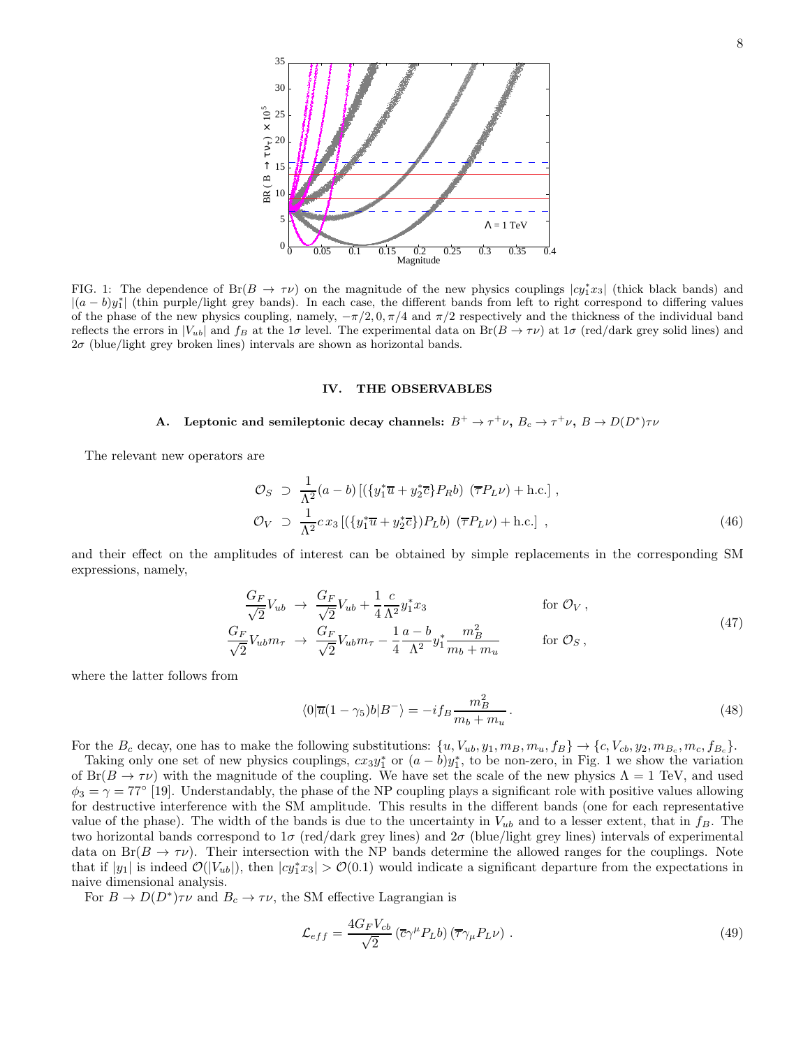FIG. 1: The dependence of $\mathrm{Br}(B \to \tau\nu)$ on the magnitude of the new physics couplings $|cy_1^* x_3|$ (thick black bands) and $|(a-b)y_1^*|$ (thin purple/light grey bands). In each case, the different bands from left to right correspond to differing values of the phase of the new physics coupling, namely, $-\pi/2, 0, \pi/4$ and $\pi/2$ respectively and the thickness of the individual band reflects the errors in $|V_{ub}|$ and $f_B$ at the $1\sigma$ level. The experimental data on $\mathrm{Br}(B \to \tau\nu)$ at $1\sigma$ (red/dark grey solid lines) and $2\sigma$ (blue/light grey broken lines) intervals are shown as horizontal bands.

## IV. THE OBSERVABLES

### A. Leptonic and semileptonic decay channels: $B^+ \to \tau^+\nu$, $B_c \to \tau^+\nu$, $B \to D(D^*)\tau\nu$

The relevant new operators are

$$
\begin{aligned}
\mathcal{O}_S &\supset \frac{1}{\Lambda^2}(a-b)\left[(\{y_1^*\overline{u} + y_2^*\overline{c}\}P_R b)\ (\overline{\tau}P_L\nu) + \text{h.c.}\right] , \\
\mathcal{O}_V &\supset \frac{1}{\Lambda^2} c\, x_3 \left[(\{y_1^*\overline{u} + y_2^*\overline{c}\})P_L b)\ (\overline{\tau}P_L\nu) + \text{h.c.}\right] \ ,
\end{aligned} \tag{46}
$$

and their effect on the amplitudes of interest can be obtained by simple replacements in the corresponding SM expressions, namely,

$$
\begin{aligned}
\frac{G_F}{\sqrt{2}}V_{ub} &\to \frac{G_F}{\sqrt{2}}V_{ub} + \frac{1}{4}\frac{c}{\Lambda^2}y_1^* x_3 & \text{for } \mathcal{O}_V , \\
\frac{G_F}{\sqrt{2}}V_{ub}m_\tau &\to \frac{G_F}{\sqrt{2}}V_{ub}m_\tau - \frac{1}{4}\frac{a-b}{\Lambda^2}y_1^* \frac{m_B^2}{m_b + m_u} & \text{for } \mathcal{O}_S ,
\end{aligned} \tag{47}
$$

where the latter follows from

$$
\langle 0|\overline{u}(1-\gamma_5)b|B^-\rangle = -i f_B \frac{m_B^2}{m_b + m_u} \, . \tag{48}
$$

For the $B_c$ decay, one has to make the following substitutions: $\{u, V_{ub}, y_1, m_B, m_u, f_B\} \to \{c, V_{cb}, y_2, m_{B_c}, m_c, f_{B_c}\}$.

Taking only one set of new physics couplings, $cx_3y_1^*$ or $(a-b)y_1^*$, to be non-zero, in Fig. 1 we show the variation of $\mathrm{Br}(B \to \tau\nu)$ with the magnitude of the coupling. We have set the scale of the new physics $\Lambda = 1$ TeV, and used $\phi_3 = \gamma = 77^\circ$ [19]. Understandably, the phase of the NP coupling plays a significant role with positive values allowing for destructive interference with the SM amplitude. This results in the different bands (one for each representative value of the phase). The width of the bands is due to the uncertainty in $V_{ub}$ and to a lesser extent, that in $f_B$. The two horizontal bands correspond to $1\sigma$ (red/dark grey lines) and $2\sigma$ (blue/light grey lines) intervals of experimental data on $\mathrm{Br}(B \to \tau\nu)$. Their intersection with the NP bands determine the allowed ranges for the couplings. Note that if $|y_1|$ is indeed $\mathcal{O}(|V_{ub}|)$, then $|cy_1^* x_3| > \mathcal{O}(0.1)$ would indicate a significant departure from the expectations in naive dimensional analysis.

For $B \to D(D^*)\tau\nu$ and $B_c \to \tau\nu$, the SM effective Lagrangian is

$$
\mathcal{L}_{eff} = \frac{4G_F V_{cb}}{\sqrt{2}} \left(\overline{c}\gamma^\mu P_L b\right)\left(\overline{\tau}\gamma_\mu P_L \nu\right) \, . \tag{49}
$$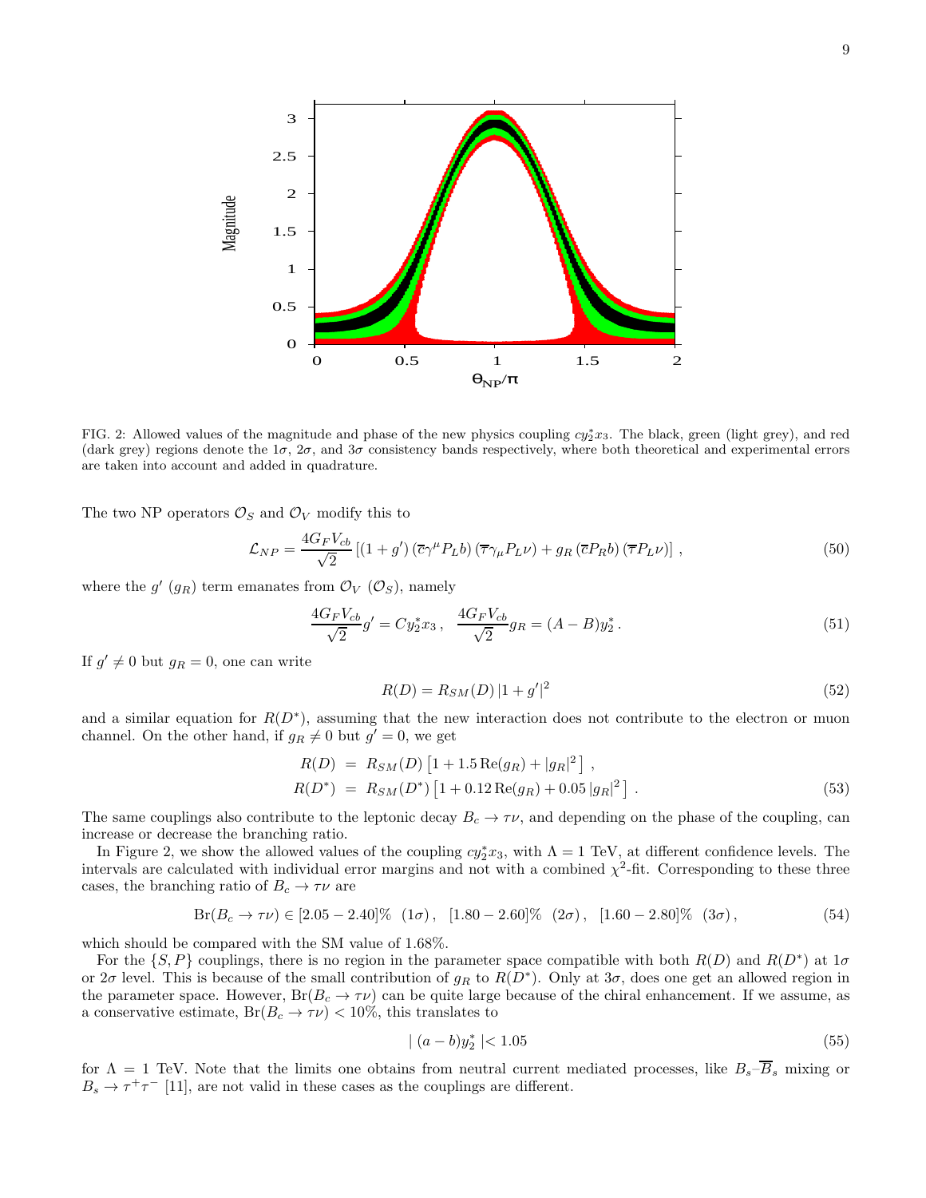FIG. 2: Allowed values of the magnitude and phase of the new physics coupling $cy_2^* x_3$. The black, green (light grey), and red (dark grey) regions denote the $1\sigma$, $2\sigma$, and $3\sigma$ consistency bands respectively, where both theoretical and experimental errors are taken into account and added in quadrature.

The two NP operators $\mathcal{O}_S$ and $\mathcal{O}_V$ modify this to

$$\mathcal{L}_{NP} = \frac{4G_F V_{cb}}{\sqrt{2}} \left[ (1+g') \left( \overline{c}\gamma^\mu P_L b \right) \left( \overline{\tau}\gamma_\mu P_L \nu \right) + g_R \left( \overline{c} P_R b \right) \left( \overline{\tau} P_L \nu \right) \right] , \tag{50}$$

where the $g'$ ($g_R$) term emanates from $\mathcal{O}_V$ ($\mathcal{O}_S$), namely

$$\frac{4G_F V_{cb}}{\sqrt{2}} g' = C y_2^* x_3 \, , \quad \frac{4G_F V_{cb}}{\sqrt{2}} g_R = (A - B) y_2^* \, . \tag{51}$$

If $g' \neq 0$ but $g_R = 0$, one can write

$$R(D) = R_{SM}(D) \left| 1 + g' \right|^2 \tag{52}$$

and a similar equation for $R(D^*)$, assuming that the new interaction does not contribute to the electron or muon channel. On the other hand, if $g_R \neq 0$ but $g' = 0$, we get

$$\begin{aligned} R(D) &= R_{SM}(D) \left[ 1 + 1.5 \, \mathrm{Re}(g_R) + |g_R|^2 \right] , \\ R(D^*) &= R_{SM}(D^*) \left[ 1 + 0.12 \, \mathrm{Re}(g_R) + 0.05 \, |g_R|^2 \right] . \end{aligned} \tag{53}$$

The same couplings also contribute to the leptonic decay $B_c \to \tau\nu$, and depending on the phase of the coupling, can increase or decrease the branching ratio.

In Figure 2, we show the allowed values of the coupling $cy_2^* x_3$, with $\Lambda = 1$ TeV, at different confidence levels. The intervals are calculated with individual error margins and not with a combined $\chi^2$-fit. Corresponding to these three cases, the branching ratio of $B_c \to \tau\nu$ are

$$\mathrm{Br}(B_c \to \tau\nu) \in [2.05 - 2.40]\% \;\; (1\sigma) \, , \;\; [1.80 - 2.60]\% \;\; (2\sigma) \, , \;\; [1.60 - 2.80]\% \;\; (3\sigma) \, , \tag{54}$$

which should be compared with the SM value of 1.68%.

For the $\{S, P\}$ couplings, there is no region in the parameter space compatible with both $R(D)$ and $R(D^*)$ at $1\sigma$ or $2\sigma$ level. This is because of the small contribution of $g_R$ to $R(D^*)$. Only at $3\sigma$, does one get an allowed region in the parameter space. However, $\mathrm{Br}(B_c \to \tau\nu)$ can be quite large because of the chiral enhancement. If we assume, as a conservative estimate, $\mathrm{Br}(B_c \to \tau\nu) < 10\%$, this translates to

$$| \, (a - b) y_2^* \, | < 1.05 \tag{55}$$

for $\Lambda = 1$ TeV. Note that the limits one obtains from neutral current mediated processes, like $B_s$–$\overline{B}_s$ mixing or $B_s \to \tau^+\tau^-$ [11], are not valid in these cases as the couplings are different.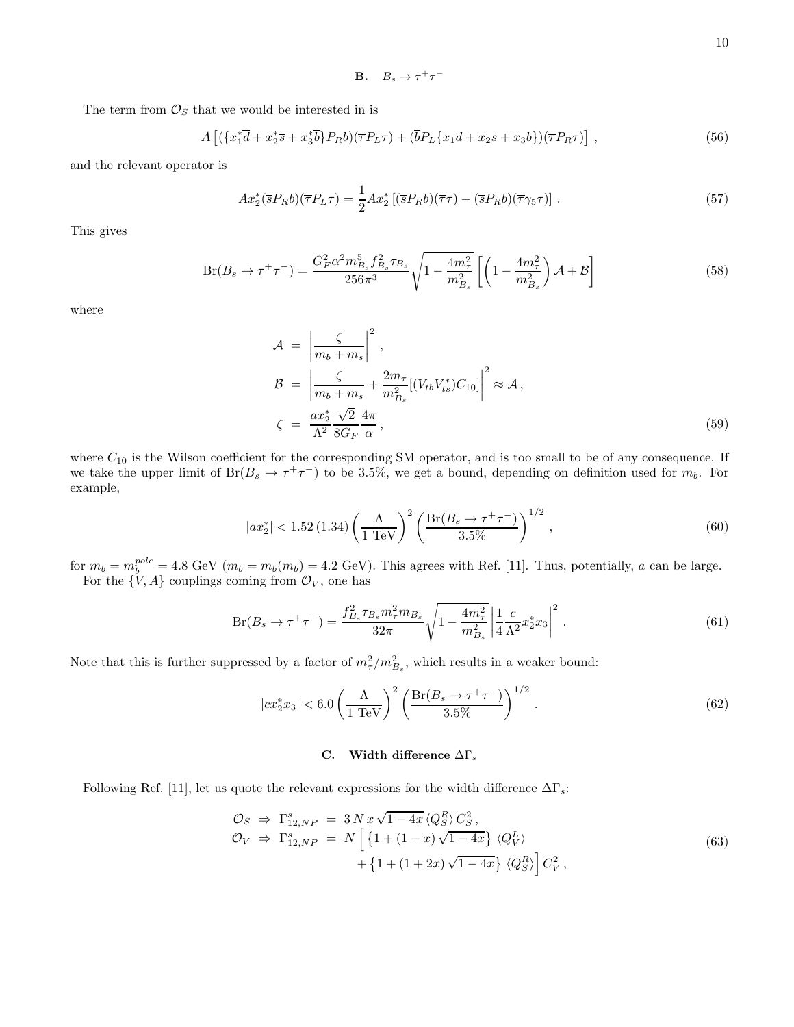### B. $B_s \to \tau^+\tau^-$

The term from $\mathcal{O}_S$ that we would be interested in is

$$A\left[(\{x_1^*\overline{d} + x_2^*\overline{s} + x_3^*\overline{b}\}P_R b)(\overline{\tau}P_L\tau) + (\overline{b}P_L\{x_1 d + x_2 s + x_3 b\})(\overline{\tau}P_R\tau)\right] \,, \tag{56}$$

and the relevant operator is

$$A x_2^* (\overline{s}P_R b)(\overline{\tau}P_L\tau) = \frac{1}{2}A x_2^* \left[(\overline{s}P_R b)(\overline{\tau}\tau) - (\overline{s}P_R b)(\overline{\tau}\gamma_5\tau)\right] \,. \tag{57}$$

This gives

$$\mathrm{Br}(B_s \to \tau^+\tau^-) = \frac{G_F^2 \alpha^2 m_{B_s}^5 f_{B_s}^2 \tau_{B_s}}{256\pi^3}\sqrt{1 - \frac{4m_\tau^2}{m_{B_s}^2}}\left[\left(1 - \frac{4m_\tau^2}{m_{B_s}^2}\right)\mathcal{A} + \mathcal{B}\right] \tag{58}$$

where

$$\begin{aligned}
\mathcal{A} &= \left|\frac{\zeta}{m_b + m_s}\right|^2 \,, \\
\mathcal{B} &= \left|\frac{\zeta}{m_b + m_s} + \frac{2m_\tau}{m_{B_s}^2}[(V_{tb}V_{ts}^*)C_{10}]\right|^2 \approx \mathcal{A} \,, \\
\zeta &= \frac{a x_2^*}{\Lambda^2}\frac{\sqrt{2}}{8G_F}\frac{4\pi}{\alpha} \,,
\end{aligned} \tag{59}$$

where $C_{10}$ is the Wilson coefficient for the corresponding SM operator, and is too small to be of any consequence. If we take the upper limit of $\mathrm{Br}(B_s \to \tau^+\tau^-)$ to be 3.5%, we get a bound, depending on definition used for $m_b$. For example,

$$|a x_2^*| < 1.52\,(1.34)\left(\frac{\Lambda}{1 \text{ TeV}}\right)^2\left(\frac{\mathrm{Br}(B_s \to \tau^+\tau^-)}{3.5\%}\right)^{1/2} \,, \tag{60}$$

for $m_b = m_b^{pole} = 4.8$ GeV ($m_b = m_b(m_b) = 4.2$ GeV). This agrees with Ref. [11]. Thus, potentially, $a$ can be large.

For the $\{V, A\}$ couplings coming from $\mathcal{O}_V$, one has

$$\mathrm{Br}(B_s \to \tau^+\tau^-) = \frac{f_{B_s}^2 \tau_{B_s} m_\tau^2 m_{B_s}}{32\pi}\sqrt{1 - \frac{4m_\tau^2}{m_{B_s}^2}}\left|\frac{1}{4}\frac{c}{\Lambda^2}x_2^* x_3\right|^2 \,. \tag{61}$$

Note that this is further suppressed by a factor of $m_\tau^2/m_{B_s}^2$, which results in a weaker bound:

$$|c x_2^* x_3| < 6.0\left(\frac{\Lambda}{1 \text{ TeV}}\right)^2\left(\frac{\mathrm{Br}(B_s \to \tau^+\tau^-)}{3.5\%}\right)^{1/2} \,. \tag{62}$$

### C. Width difference $\Delta\Gamma_s$

Following Ref. [11], let us quote the relevant expressions for the width difference $\Delta\Gamma_s$:

$$\begin{aligned}
\mathcal{O}_S \;\Rightarrow\; \Gamma_{12,NP}^s &= 3\,N\,x\,\sqrt{1-4x}\,\langle Q_S^R\rangle\, C_S^2 \,, \\
\mathcal{O}_V \;\Rightarrow\; \Gamma_{12,NP}^s &= N\Big[\left\{1 + (1-x)\sqrt{1-4x}\right\}\langle Q_V^L\rangle \\
&\qquad + \left\{1 + (1+2x)\sqrt{1-4x}\right\}\langle Q_S^R\rangle\Big]\, C_V^2 \,,
\end{aligned} \tag{63}$$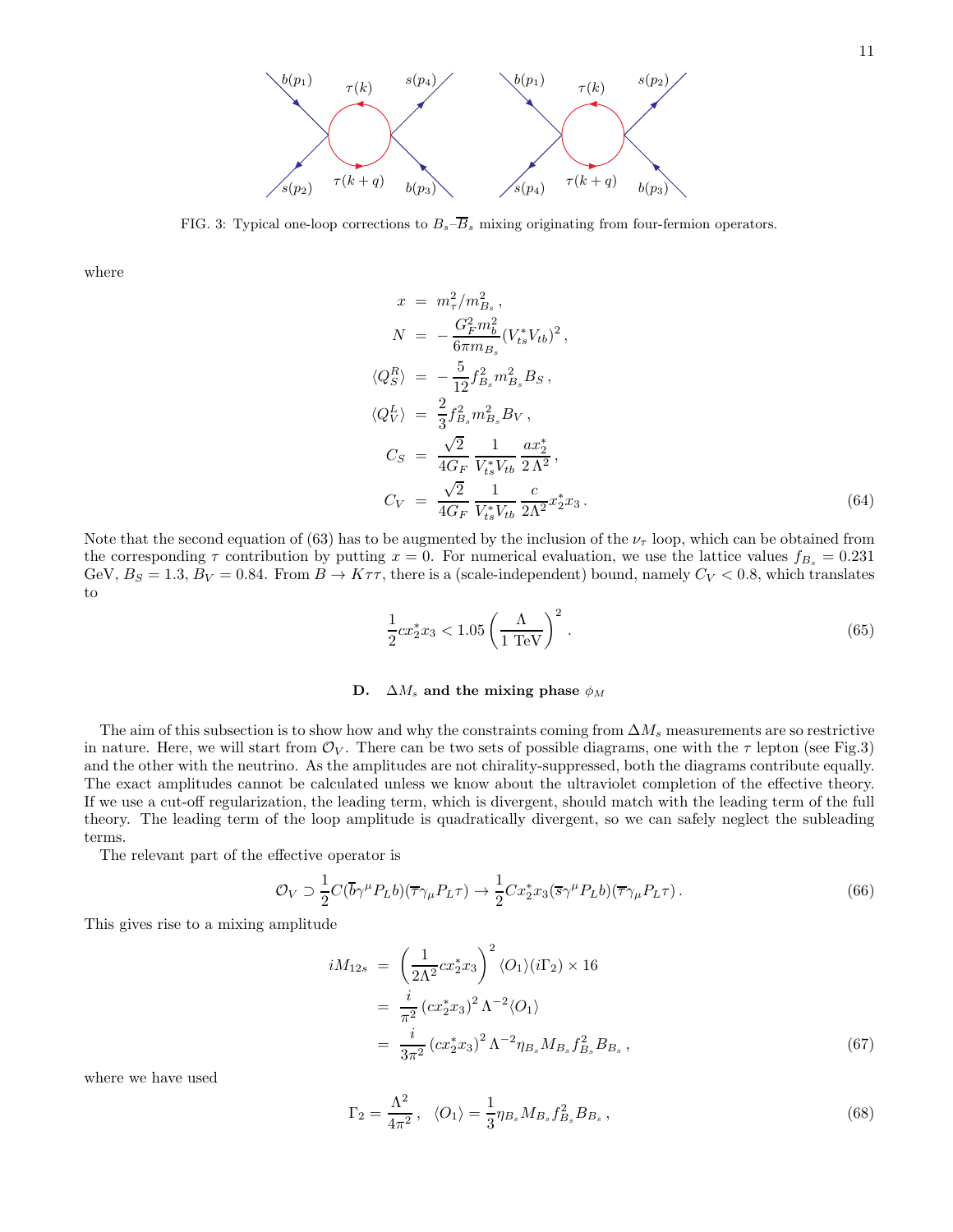FIG. 3: Typical one-loop corrections to $B_s$–$\overline{B}_s$ mixing originating from four-fermion operators.

where

$$
\begin{aligned}
x &= m_\tau^2/m_{B_s}^2\,, \\
N &= -\frac{G_F^2 m_b^2}{6\pi m_{B_s}}(V_{ts}^* V_{tb})^2\,, \\
\langle Q_S^R \rangle &= -\frac{5}{12} f_{B_s}^2 m_{B_s}^2 B_S\,, \\
\langle Q_V^L \rangle &= \frac{2}{3} f_{B_s}^2 m_{B_s}^2 B_V\,, \\
C_S &= \frac{\sqrt{2}}{4G_F}\,\frac{1}{V_{ts}^* V_{tb}}\,\frac{a x_2^*}{2\,\Lambda^2}\,, \\
C_V &= \frac{\sqrt{2}}{4G_F}\,\frac{1}{V_{ts}^* V_{tb}}\,\frac{c}{2\Lambda^2} x_2^* x_3\,.
\end{aligned}
\tag{64}
$$

Note that the second equation of (63) has to be augmented by the inclusion of the $\nu_\tau$ loop, which can be obtained from the corresponding $\tau$ contribution by putting $x = 0$. For numerical evaluation, we use the lattice values $f_{B_s} = 0.231$ GeV, $B_S = 1.3$, $B_V = 0.84$. From $B \to K\tau\tau$, there is a (scale-independent) bound, namely $C_V < 0.8$, which translates to

$$
\frac{1}{2} c x_2^* x_3 < 1.05 \left(\frac{\Lambda}{1 \text{ TeV}}\right)^2 . \tag{65}
$$

### D. $\Delta M_s$ and the mixing phase $\phi_M$

The aim of this subsection is to show how and why the constraints coming from $\Delta M_s$ measurements are so restrictive in nature. Here, we will start from $\mathcal{O}_V$. There can be two sets of possible diagrams, one with the $\tau$ lepton (see Fig.3) and the other with the neutrino. As the amplitudes are not chirality-suppressed, both the diagrams contribute equally. The exact amplitudes cannot be calculated unless we know about the ultraviolet completion of the effective theory. If we use a cut-off regularization, the leading term, which is divergent, should match with the leading term of the full theory. The leading term of the loop amplitude is quadratically divergent, so we can safely neglect the subleading terms.

The relevant part of the effective operator is

$$
\mathcal{O}_V \supset \frac{1}{2} C (\overline{b}\gamma^\mu P_L b)(\overline{\tau}\gamma_\mu P_L \tau) \to \frac{1}{2} C x_2^* x_3 (\overline{s}\gamma^\mu P_L b)(\overline{\tau}\gamma_\mu P_L \tau)\,. \tag{66}
$$

This gives rise to a mixing amplitude

$$
\begin{aligned}
iM_{12s} &= \left(\frac{1}{2\Lambda^2} c x_2^* x_3\right)^2 \langle O_1 \rangle (i\Gamma_2) \times 16 \\
&= \frac{i}{\pi^2} \left(c x_2^* x_3\right)^2 \Lambda^{-2} \langle O_1 \rangle \\
&= \frac{i}{3\pi^2} \left(c x_2^* x_3\right)^2 \Lambda^{-2} \eta_{B_s} M_{B_s} f_{B_s}^2 B_{B_s}\,,
\end{aligned}
\tag{67}
$$

where we have used

$$
\Gamma_2 = \frac{\Lambda^2}{4\pi^2}\,, \quad \langle O_1 \rangle = \frac{1}{3} \eta_{B_s} M_{B_s} f_{B_s}^2 B_{B_s}\,, \tag{68}
$$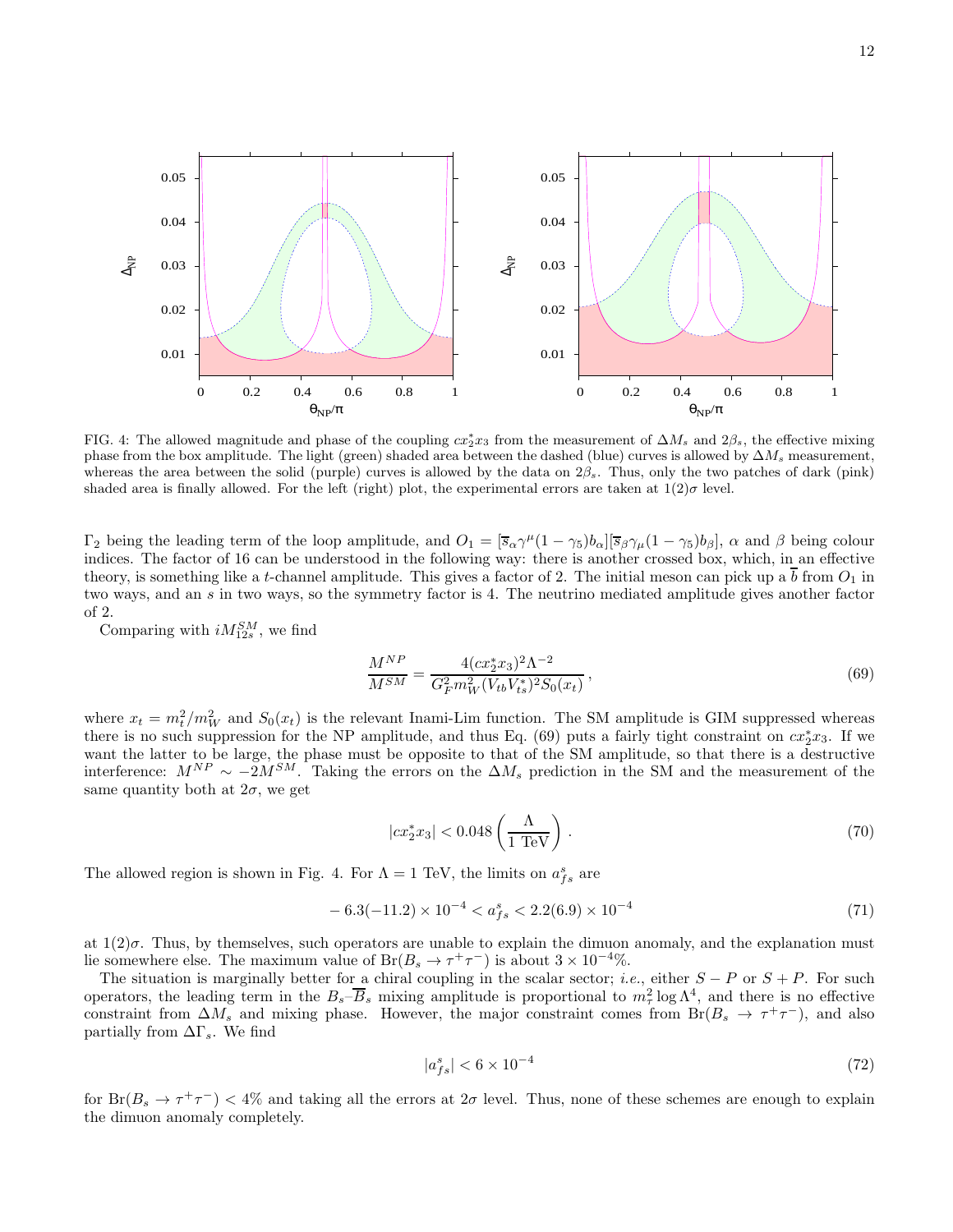FIG. 4: The allowed magnitude and phase of the coupling $cx_2^* x_3$ from the measurement of $\Delta M_s$ and $2\beta_s$, the effective mixing phase from the box amplitude. The light (green) shaded area between the dashed (blue) curves is allowed by $\Delta M_s$ measurement, whereas the area between the solid (purple) curves is allowed by the data on $2\beta_s$. Thus, only the two patches of dark (pink) shaded area is finally allowed. For the left (right) plot, the experimental errors are taken at $1(2)\sigma$ level.

$\Gamma_2$ being the leading term of the loop amplitude, and $O_1 = [\overline{s}_\alpha \gamma^\mu (1-\gamma_5) b_\alpha][\overline{s}_\beta \gamma_\mu (1-\gamma_5) b_\beta]$, $\alpha$ and $\beta$ being colour indices. The factor of 16 can be understood in the following way: there is another crossed box, which, in an effective theory, is something like a $t$-channel amplitude. This gives a factor of 2. The initial meson can pick up a $\overline{b}$ from $O_1$ in two ways, and an $s$ in two ways, so the symmetry factor is 4. The neutrino mediated amplitude gives another factor of 2.

Comparing with $iM_{12s}^{SM}$, we find

$$\frac{M^{NP}}{M^{SM}} = \frac{4(cx_2^* x_3)^2 \Lambda^{-2}}{G_F^2 m_W^2 (V_{tb} V_{ts}^*)^2 S_0(x_t)}\,, \tag{69}$$

where $x_t = m_t^2/m_W^2$ and $S_0(x_t)$ is the relevant Inami-Lim function. The SM amplitude is GIM suppressed whereas there is no such suppression for the NP amplitude, and thus Eq. (69) puts a fairly tight constraint on $cx_2^* x_3$. If we want the latter to be large, the phase must be opposite to that of the SM amplitude, so that there is a destructive interference: $M^{NP} \sim -2M^{SM}$. Taking the errors on the $\Delta M_s$ prediction in the SM and the measurement of the same quantity both at $2\sigma$, we get

$$|cx_2^* x_3| < 0.048 \left(\frac{\Lambda}{1~\text{TeV}}\right)\,. \tag{70}$$

The allowed region is shown in Fig. 4. For $\Lambda = 1$ TeV, the limits on $a_{fs}^s$ are

$$-6.3(-11.2) \times 10^{-4} < a_{fs}^s < 2.2(6.9) \times 10^{-4} \tag{71}$$

at $1(2)\sigma$. Thus, by themselves, such operators are unable to explain the dimuon anomaly, and the explanation must lie somewhere else. The maximum value of $\text{Br}(B_s \to \tau^+\tau^-)$ is about $3 \times 10^{-4}\%$.

The situation is marginally better for a chiral coupling in the scalar sector; *i.e.*, either $S-P$ or $S+P$. For such operators, the leading term in the $B_s$–$\overline{B}_s$ mixing amplitude is proportional to $m_\tau^2 \log \Lambda^4$, and there is no effective constraint from $\Delta M_s$ and mixing phase. However, the major constraint comes from $\text{Br}(B_s \to \tau^+\tau^-)$, and also partially from $\Delta\Gamma_s$. We find

$$|a_{fs}^s| < 6 \times 10^{-4} \tag{72}$$

for $\text{Br}(B_s \to \tau^+\tau^-) < 4\%$ and taking all the errors at $2\sigma$ level. Thus, none of these schemes are enough to explain the dimuon anomaly completely.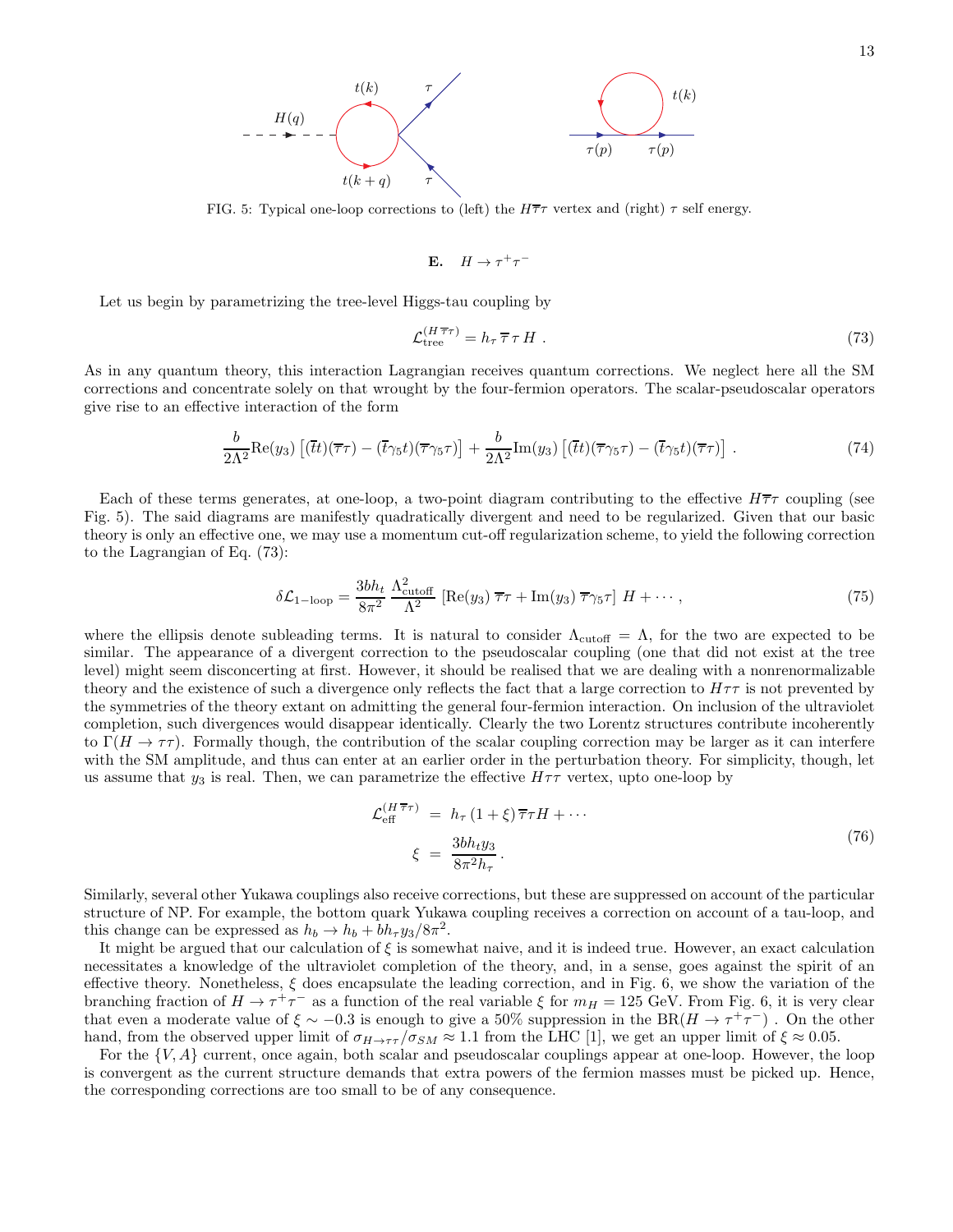FIG. 5: Typical one-loop corrections to (left) the $H\overline{\tau}\tau$ vertex and (right) $\tau$ self energy.

### E. $H \to \tau^+\tau^-$

Let us begin by parametrizing the tree-level Higgs-tau coupling by

$$\mathcal{L}_{\rm tree}^{(H\,\overline{\tau}\tau)} = h_\tau \, \overline{\tau}\, \tau \, H \; . \tag{73}$$

As in any quantum theory, this interaction Lagrangian receives quantum corrections. We neglect here all the SM corrections and concentrate solely on that wrought by the four-fermion operators. The scalar-pseudoscalar operators give rise to an effective interaction of the form

$$\frac{b}{2\Lambda^2}{\rm Re}(y_3)\left[(\overline{t}t)(\overline{\tau}\tau) - (\overline{t}\gamma_5 t)(\overline{\tau}\gamma_5\tau)\right] + \frac{b}{2\Lambda^2}{\rm Im}(y_3)\left[(\overline{t}t)(\overline{\tau}\gamma_5\tau) - (\overline{t}\gamma_5 t)(\overline{\tau}\tau)\right] \, . \tag{74}$$

Each of these terms generates, at one-loop, a two-point diagram contributing to the effective $H\overline{\tau}\tau$ coupling (see Fig. 5). The said diagrams are manifestly quadratically divergent and need to be regularized. Given that our basic theory is only an effective one, we may use a momentum cut-off regularization scheme, to yield the following correction to the Lagrangian of Eq. (73):

$$\delta\mathcal{L}_{\rm 1-loop} = \frac{3 b h_t}{8\pi^2}\,\frac{\Lambda_{\rm cutoff}^2}{\Lambda^2}\,\left[{\rm Re}(y_3)\,\overline{\tau}\tau + {\rm Im}(y_3)\,\overline{\tau}\gamma_5\tau\right]\, H + \cdots \, , \tag{75}$$

where the ellipsis denote subleading terms. It is natural to consider $\Lambda_{\rm cutoff} = \Lambda$, for the two are expected to be similar. The appearance of a divergent correction to the pseudoscalar coupling (one that did not exist at the tree level) might seem disconcerting at first. However, it should be realised that we are dealing with a nonrenormalizable theory and the existence of such a divergence only reflects the fact that a large correction to $H\tau\tau$ is not prevented by the symmetries of the theory extant on admitting the general four-fermion interaction. On inclusion of the ultraviolet completion, such divergences would disappear identically. Clearly the two Lorentz structures contribute incoherently to $\Gamma(H \to \tau\tau)$. Formally though, the contribution of the scalar coupling correction may be larger as it can interfere with the SM amplitude, and thus can enter at an earlier order in the perturbation theory. For simplicity, though, let us assume that $y_3$ is real. Then, we can parametrize the effective $H\tau\tau$ vertex, upto one-loop by

$$\begin{aligned}
\mathcal{L}_{\rm eff}^{(H\,\overline{\tau}\tau)} &= h_\tau\,(1+\xi)\,\overline{\tau}\tau H + \cdots \\
\xi &= \frac{3 b h_t y_3}{8\pi^2 h_\tau}\, .
\end{aligned} \tag{76}$$

Similarly, several other Yukawa couplings also receive corrections, but these are suppressed on account of the particular structure of NP. For example, the bottom quark Yukawa coupling receives a correction on account of a tau-loop, and this change can be expressed as $h_b \to h_b + b h_\tau y_3/8\pi^2$.

It might be argued that our calculation of $\xi$ is somewhat naive, and it is indeed true. However, an exact calculation necessitates a knowledge of the ultraviolet completion of the theory, and, in a sense, goes against the spirit of an effective theory. Nonetheless, $\xi$ does encapsulate the leading correction, and in Fig. 6, we show the variation of the branching fraction of $H \to \tau^+\tau^-$ as a function of the real variable $\xi$ for $m_H = 125$ GeV. From Fig. 6, it is very clear that even a moderate value of $\xi \sim -0.3$ is enough to give a 50% suppression in the BR$(H \to \tau^+\tau^-)$ . On the other hand, from the observed upper limit of $\sigma_{H\to\tau\tau}/\sigma_{SM} \approx 1.1$ from the LHC [1], we get an upper limit of $\xi \approx 0.05$.

For the $\{V, A\}$ current, once again, both scalar and pseudoscalar couplings appear at one-loop. However, the loop is convergent as the current structure demands that extra powers of the fermion masses must be picked up. Hence, the corresponding corrections are too small to be of any consequence.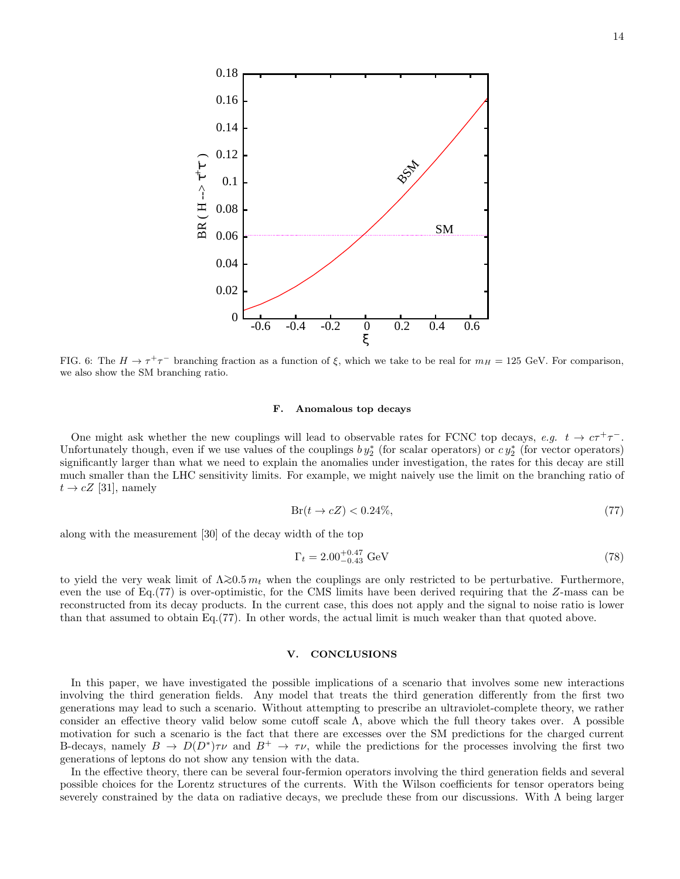FIG. 6: The $H \to \tau^+\tau^-$ branching fraction as a function of $\xi$, which we take to be real for $m_H = 125$ GeV. For comparison, we also show the SM branching ratio.

### F. Anomalous top decays

One might ask whether the new couplings will lead to observable rates for FCNC top decays, *e.g.* $t \to c\tau^+\tau^-$. Unfortunately though, even if we use values of the couplings $b\,y_2^*$ (for scalar operators) or $c\,y_2^*$ (for vector operators) significantly larger than what we need to explain the anomalies under investigation, the rates for this decay are still much smaller than the LHC sensitivity limits. For example, we might naively use the limit on the branching ratio of $t \to cZ$ [31], namely

$$\text{Br}(t \to cZ) < 0.24\%, \tag{77}$$

along with the measurement [30] of the decay width of the top

$$\Gamma_t = 2.00^{+0.47}_{-0.43}\ \text{GeV} \tag{78}$$

to yield the very weak limit of $\Lambda \gtrsim 0.5\, m_t$ when the couplings are only restricted to be perturbative. Furthermore, even the use of Eq.(77) is over-optimistic, for the CMS limits have been derived requiring that the $Z$-mass can be reconstructed from its decay products. In the current case, this does not apply and the signal to noise ratio is lower than that assumed to obtain Eq.(77). In other words, the actual limit is much weaker than that quoted above.

## V. CONCLUSIONS

In this paper, we have investigated the possible implications of a scenario that involves some new interactions involving the third generation fields. Any model that treats the third generation differently from the first two generations may lead to such a scenario. Without attempting to prescribe an ultraviolet-complete theory, we rather consider an effective theory valid below some cutoff scale $\Lambda$, above which the full theory takes over. A possible motivation for such a scenario is the fact that there are excesses over the SM predictions for the charged current B-decays, namely $B \to D(D^*)\tau\nu$ and $B^+ \to \tau\nu$, while the predictions for the processes involving the first two generations of leptons do not show any tension with the data.

In the effective theory, there can be several four-fermion operators involving the third generation fields and several possible choices for the Lorentz structures of the currents. With the Wilson coefficients for tensor operators being severely constrained by the data on radiative decays, we preclude these from our discussions. With $\Lambda$ being larger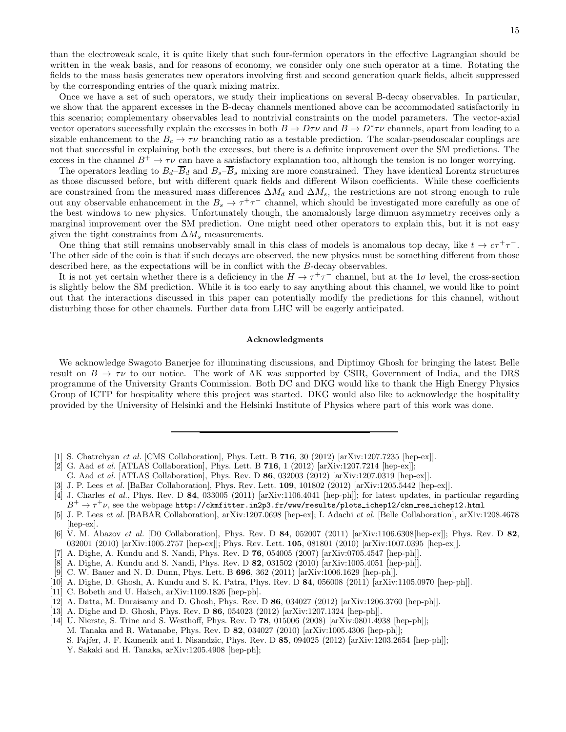than the electroweak scale, it is quite likely that such four-fermion operators in the effective Lagrangian should be written in the weak basis, and for reasons of economy, we consider only one such operator at a time. Rotating the fields to the mass basis generates new operators involving first and second generation quark fields, albeit suppressed by the corresponding entries of the quark mixing matrix.

Once we have a set of such operators, we study their implications on several B-decay observables. In particular, we show that the apparent excesses in the B-decay channels mentioned above can be accommodated satisfactorily in this scenario; complementary observables lead to nontrivial constraints on the model parameters. The vector-axial vector operators successfully explain the excesses in both $B \to D\tau\nu$ and $B \to D^*\tau\nu$ channels, apart from leading to a sizable enhancement to the $B_c \to \tau\nu$ branching ratio as a testable prediction. The scalar-pseudoscalar couplings are not that successful in explaining both the excesses, but there is a definite improvement over the SM predictions. The excess in the channel $B^+ \to \tau\nu$ can have a satisfactory explanation too, although the tension is no longer worrying.

The operators leading to $B_d$–$\overline{B}_d$ and $B_s$–$\overline{B}_s$ mixing are more constrained. They have identical Lorentz structures as those discussed before, but with different quark fields and different Wilson coefficients. While these coefficients are constrained from the measured mass differences $\Delta M_d$ and $\Delta M_s$, the restrictions are not strong enough to rule out any observable enhancement in the $B_s \to \tau^+\tau^-$ channel, which should be investigated more carefully as one of the best windows to new physics. Unfortunately though, the anomalously large dimuon asymmetry receives only a marginal improvement over the SM prediction. One might need other operators to explain this, but it is not easy given the tight constraints from $\Delta M_s$ measurements.

One thing that still remains unobservably small in this class of models is anomalous top decay, like $t \to c\tau^+\tau^-$. The other side of the coin is that if such decays are observed, the new physics must be something different from those described here, as the expectations will be in conflict with the $B$-decay observables.

It is not yet certain whether there is a deficiency in the $H \to \tau^+\tau^-$ channel, but at the $1\sigma$ level, the cross-section is slightly below the SM prediction. While it is too early to say anything about this channel, we would like to point out that the interactions discussed in this paper can potentially modify the predictions for this channel, without disturbing those for other channels. Further data from LHC will be eagerly anticipated.

## Acknowledgments

We acknowledge Swagoto Banerjee for illuminating discussions, and Diptimoy Ghosh for bringing the latest Belle result on $B \to \tau\nu$ to our notice. The work of AK was supported by CSIR, Government of India, and the DRS programme of the University Grants Commission. Both DC and DKG would like to thank the High Energy Physics Group of ICTP for hospitality where this project was started. DKG would also like to acknowledge the hospitality provided by the University of Helsinki and the Helsinki Institute of Physics where part of this work was done.

---

[1] S. Chatrchyan *et al.* [CMS Collaboration], Phys. Lett. B **716**, 30 (2012) [arXiv:1207.7235 [hep-ex]].

[2] G. Aad *et al.* [ATLAS Collaboration], Phys. Lett. B **716**, 1 (2012) [arXiv:1207.7214 [hep-ex]]; G. Aad *et al.* [ATLAS Collaboration], Phys. Rev. D **86**, 032003 (2012) [arXiv:1207.0319 [hep-ex]].

[3] J. P. Lees *et al.* [BaBar Collaboration], Phys. Rev. Lett. **109**, 101802 (2012) [arXiv:1205.5442 [hep-ex]].

[4] J. Charles *et al.*, Phys. Rev. D **84**, 033005 (2011) [arXiv:1106.4041 [hep-ph]]; for latest updates, in particular regarding $B^+ \to \tau^+\nu$, see the webpage `http://ckmfitter.in2p3.fr/www/results/plots_ichep12/ckm_res_ichep12.html`

[5] J. P. Lees *et al.* [BABAR Collaboration], arXiv:1207.0698 [hep-ex]; I. Adachi *et al.* [Belle Collaboration], arXiv:1208.4678 [hep-ex].

[6] V. M. Abazov *et al.* [D0 Collaboration], Phys. Rev. D **84**, 052007 (2011) [arXiv:1106.6308[hep-ex]]; Phys. Rev. D **82**, 032001 (2010) [arXiv:1005.2757 [hep-ex]]; Phys. Rev. Lett. **105**, 081801 (2010) [arXiv:1007.0395 [hep-ex]].

[7] A. Dighe, A. Kundu and S. Nandi, Phys. Rev. D **76**, 054005 (2007) [arXiv:0705.4547 [hep-ph]].

[8] A. Dighe, A. Kundu and S. Nandi, Phys. Rev. D **82**, 031502 (2010) [arXiv:1005.4051 [hep-ph]].

[9] C. W. Bauer and N. D. Dunn, Phys. Lett. B **696**, 362 (2011) [arXiv:1006.1629 [hep-ph]].

[10] A. Dighe, D. Ghosh, A. Kundu and S. K. Patra, Phys. Rev. D **84**, 056008 (2011) [arXiv:1105.0970 [hep-ph]].

[11] C. Bobeth and U. Haisch, arXiv:1109.1826 [hep-ph].

[12] A. Datta, M. Duraisamy and D. Ghosh, Phys. Rev. D **86**, 034027 (2012) [arXiv:1206.3760 [hep-ph]].

[13] A. Dighe and D. Ghosh, Phys. Rev. D **86**, 054023 (2012) [arXiv:1207.1324 [hep-ph]].

[14] U. Nierste, S. Trine and S. Westhoff, Phys. Rev. D **78**, 015006 (2008) [arXiv:0801.4938 [hep-ph]]; M. Tanaka and R. Watanabe, Phys. Rev. D **82**, 034027 (2010) [arXiv:1005.4306 [hep-ph]]; S. Fajfer, J. F. Kamenik and I. Nisandzic, Phys. Rev. D **85**, 094025 (2012) [arXiv:1203.2654 [hep-ph]]; Y. Sakaki and H. Tanaka, arXiv:1205.4908 [hep-ph];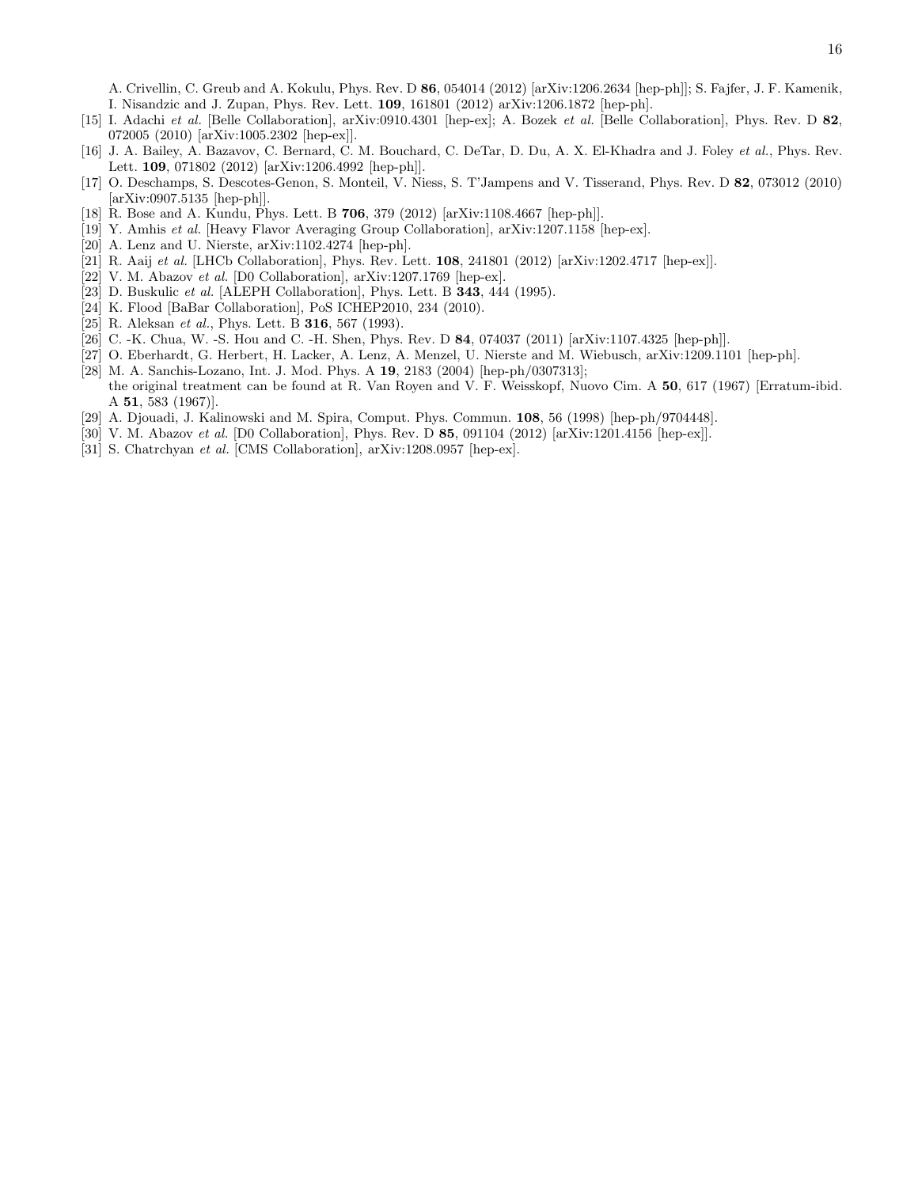A. Crivellin, C. Greub and A. Kokulu, Phys. Rev. D **86**, 054014 (2012) [arXiv:1206.2634 [hep-ph]]; S. Fajfer, J. F. Kamenik, I. Nisandzic and J. Zupan, Phys. Rev. Lett. **109**, 161801 (2012) arXiv:1206.1872 [hep-ph].

[15] I. Adachi *et al.* [Belle Collaboration], arXiv:0910.4301 [hep-ex]; A. Bozek *et al.* [Belle Collaboration], Phys. Rev. D **82**, 072005 (2010) [arXiv:1005.2302 [hep-ex]].

[16] J. A. Bailey, A. Bazavov, C. Bernard, C. M. Bouchard, C. DeTar, D. Du, A. X. El-Khadra and J. Foley *et al.*, Phys. Rev. Lett. **109**, 071802 (2012) [arXiv:1206.4992 [hep-ph]].

[17] O. Deschamps, S. Descotes-Genon, S. Monteil, V. Niess, S. T'Jampens and V. Tisserand, Phys. Rev. D **82**, 073012 (2010) [arXiv:0907.5135 [hep-ph]].

[18] R. Bose and A. Kundu, Phys. Lett. B **706**, 379 (2012) [arXiv:1108.4667 [hep-ph]].

[19] Y. Amhis *et al.* [Heavy Flavor Averaging Group Collaboration], arXiv:1207.1158 [hep-ex].

[20] A. Lenz and U. Nierste, arXiv:1102.4274 [hep-ph].

[21] R. Aaij *et al.* [LHCb Collaboration], Phys. Rev. Lett. **108**, 241801 (2012) [arXiv:1202.4717 [hep-ex]].

[22] V. M. Abazov *et al.* [D0 Collaboration], arXiv:1207.1769 [hep-ex].

[23] D. Buskulic *et al.* [ALEPH Collaboration], Phys. Lett. B **343**, 444 (1995).

[24] K. Flood [BaBar Collaboration], PoS ICHEP2010, 234 (2010).

[25] R. Aleksan *et al.*, Phys. Lett. B **316**, 567 (1993).

[26] C. -K. Chua, W. -S. Hou and C. -H. Shen, Phys. Rev. D **84**, 074037 (2011) [arXiv:1107.4325 [hep-ph]].

[27] O. Eberhardt, G. Herbert, H. Lacker, A. Lenz, A. Menzel, U. Nierste and M. Wiebusch, arXiv:1209.1101 [hep-ph].

[28] M. A. Sanchis-Lozano, Int. J. Mod. Phys. A **19**, 2183 (2004) [hep-ph/0307313];
the original treatment can be found at R. Van Royen and V. F. Weisskopf, Nuovo Cim. A **50**, 617 (1967) [Erratum-ibid. A **51**, 583 (1967)].

[29] A. Djouadi, J. Kalinowski and M. Spira, Comput. Phys. Commun. **108**, 56 (1998) [hep-ph/9704448].

[30] V. M. Abazov *et al.* [D0 Collaboration], Phys. Rev. D **85**, 091104 (2012) [arXiv:1201.4156 [hep-ex]].

[31] S. Chatrchyan *et al.* [CMS Collaboration], arXiv:1208.0957 [hep-ex].